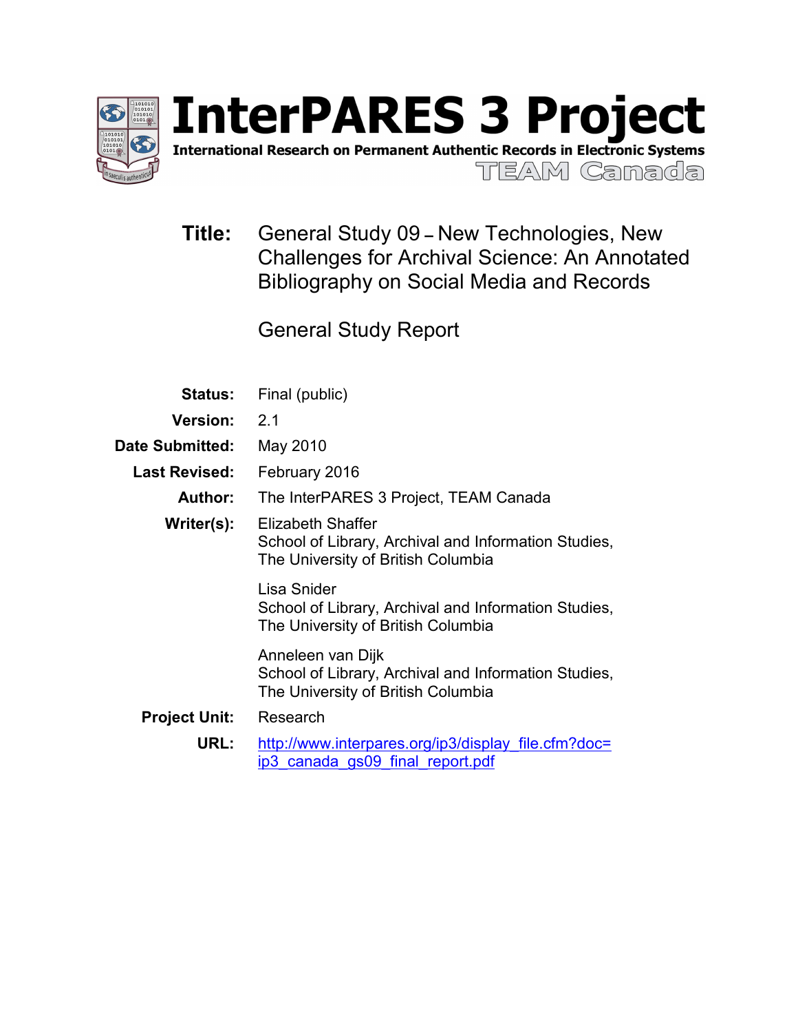# InterPARES 3 Project

**International Research on Permanent Authentic Records in Electronic Systems**

TEAM Canada

**Title:** General Study 09 – New Technologies, New Challenges for Archival Science: An Annotated Bibliography on Social Media and Records

General Study Report

| | |
|---|---|
| **Status:** | Final (public) |
| **Version:** | 2.1 |
| **Date Submitted:** | May 2010 |
| **Last Revised:** | February 2016 |
| **Author:** | The InterPARES 3 Project, TEAM Canada |
| **Writer(s):** | Elizabeth Shaffer<br>School of Library, Archival and Information Studies, The University of British Columbia<br><br>Lisa Snider<br>School of Library, Archival and Information Studies, The University of British Columbia<br><br>Anneleen van Dijk<br>School of Library, Archival and Information Studies, The University of British Columbia |
| **Project Unit:** | Research |
| **URL:** | [http://www.interpares.org/ip3/display_file.cfm?doc=ip3_canada_gs09_final_report.pdf](http://www.interpares.org/ip3/display_file.cfm?doc=ip3_canada_gs09_final_report.pdf) |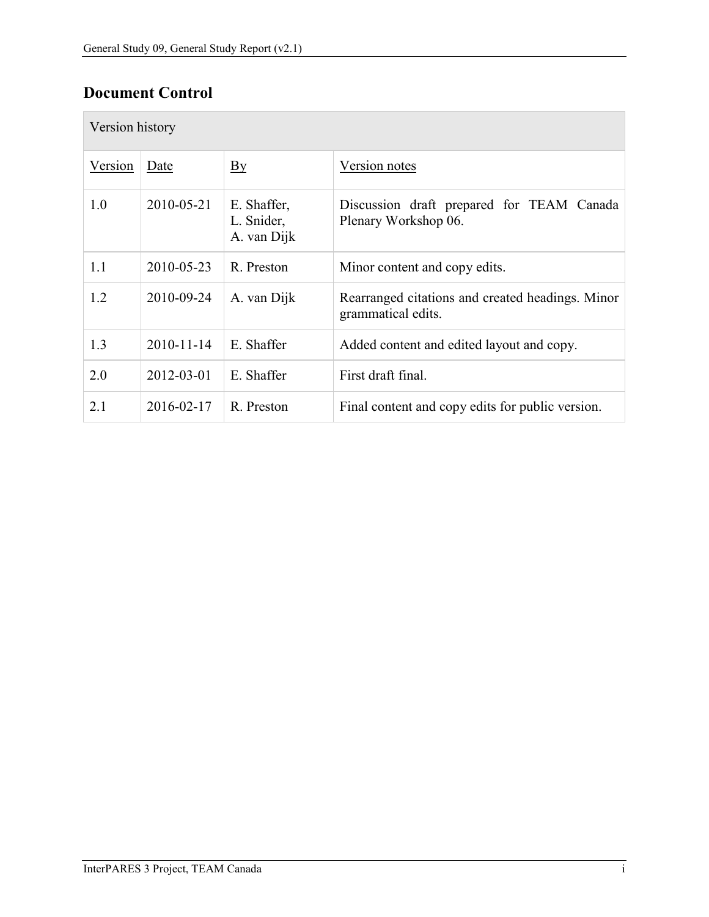## Document Control

| Version history | | | |
|---|---|---|---|
| Version | Date | By | Version notes |
| 1.0 | 2010-05-21 | E. Shaffer, L. Snider, A. van Dijk | Discussion draft prepared for TEAM Canada Plenary Workshop 06. |
| 1.1 | 2010-05-23 | R. Preston | Minor content and copy edits. |
| 1.2 | 2010-09-24 | A. van Dijk | Rearranged citations and created headings. Minor grammatical edits. |
| 1.3 | 2010-11-14 | E. Shaffer | Added content and edited layout and copy. |
| 2.0 | 2012-03-01 | E. Shaffer | First draft final. |
| 2.1 | 2016-02-17 | R. Preston | Final content and copy edits for public version. |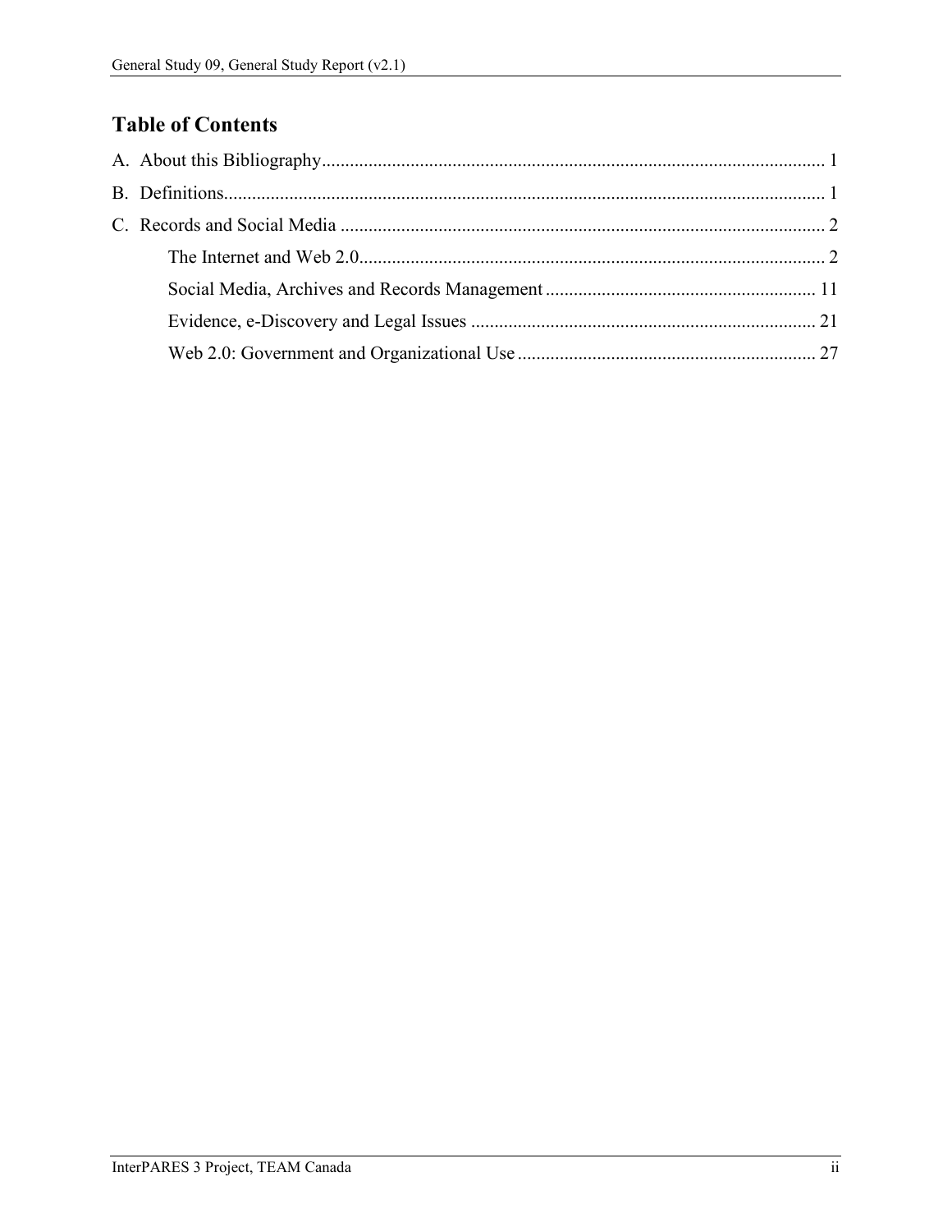## Table of Contents

A. About this Bibliography ........................................................................................................ 1

B. Definitions.............................................................................................................................. 1

C. Records and Social Media ..................................................................................................... 2

- The Internet and Web 2.0.................................................................................................. 2
- Social Media, Archives and Records Management ......................................................... 11
- Evidence, e-Discovery and Legal Issues ......................................................................... 21
- Web 2.0: Government and Organizational Use ............................................................... 27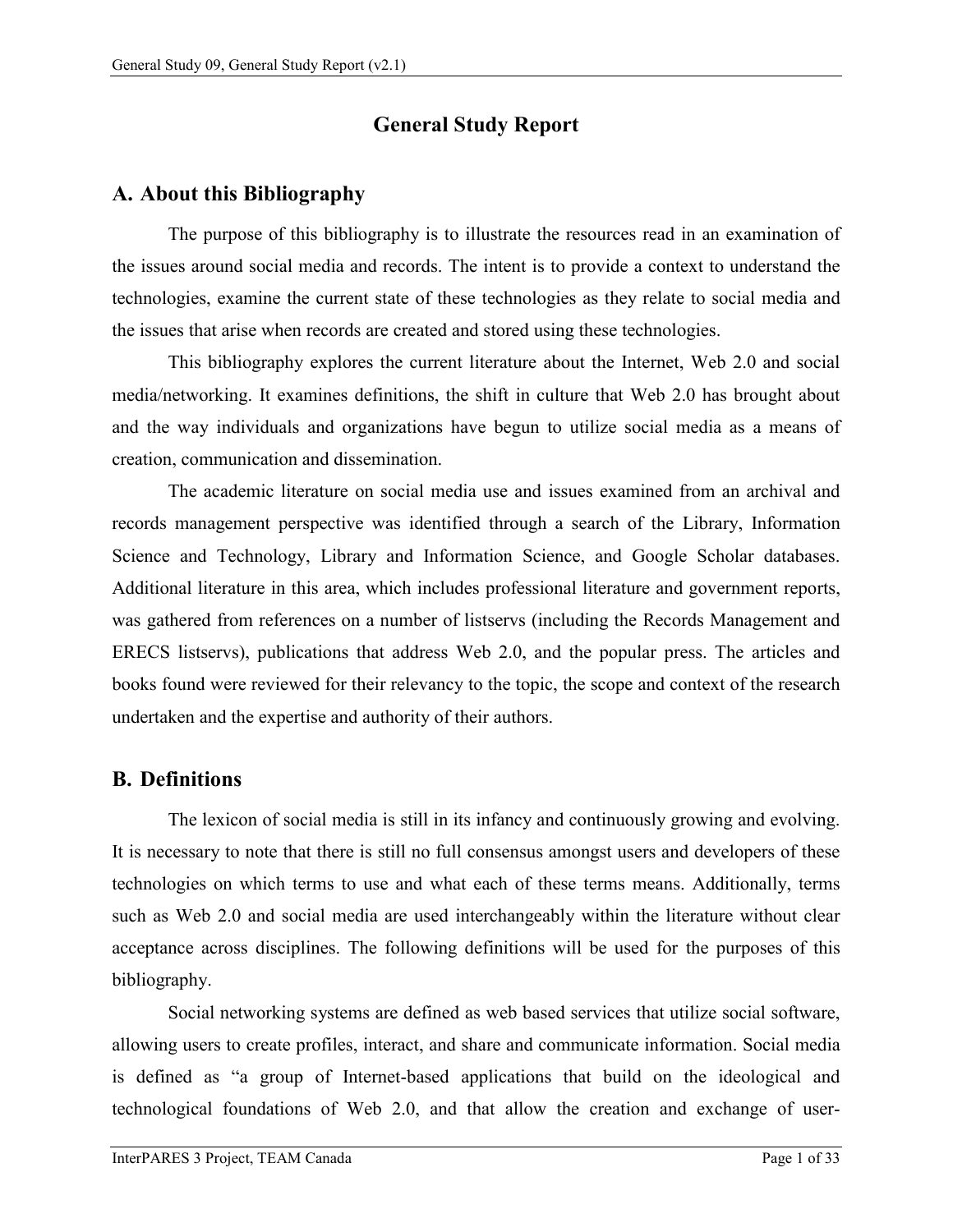# General Study Report

## A. About this Bibliography

The purpose of this bibliography is to illustrate the resources read in an examination of the issues around social media and records. The intent is to provide a context to understand the technologies, examine the current state of these technologies as they relate to social media and the issues that arise when records are created and stored using these technologies.

This bibliography explores the current literature about the Internet, Web 2.0 and social media/networking. It examines definitions, the shift in culture that Web 2.0 has brought about and the way individuals and organizations have begun to utilize social media as a means of creation, communication and dissemination.

The academic literature on social media use and issues examined from an archival and records management perspective was identified through a search of the Library, Information Science and Technology, Library and Information Science, and Google Scholar databases. Additional literature in this area, which includes professional literature and government reports, was gathered from references on a number of listservs (including the Records Management and ERECS listservs), publications that address Web 2.0, and the popular press. The articles and books found were reviewed for their relevancy to the topic, the scope and context of the research undertaken and the expertise and authority of their authors.

## B. Definitions

The lexicon of social media is still in its infancy and continuously growing and evolving. It is necessary to note that there is still no full consensus amongst users and developers of these technologies on which terms to use and what each of these terms means. Additionally, terms such as Web 2.0 and social media are used interchangeably within the literature without clear acceptance across disciplines. The following definitions will be used for the purposes of this bibliography.

Social networking systems are defined as web based services that utilize social software, allowing users to create profiles, interact, and share and communicate information. Social media is defined as "a group of Internet-based applications that build on the ideological and technological foundations of Web 2.0, and that allow the creation and exchange of user-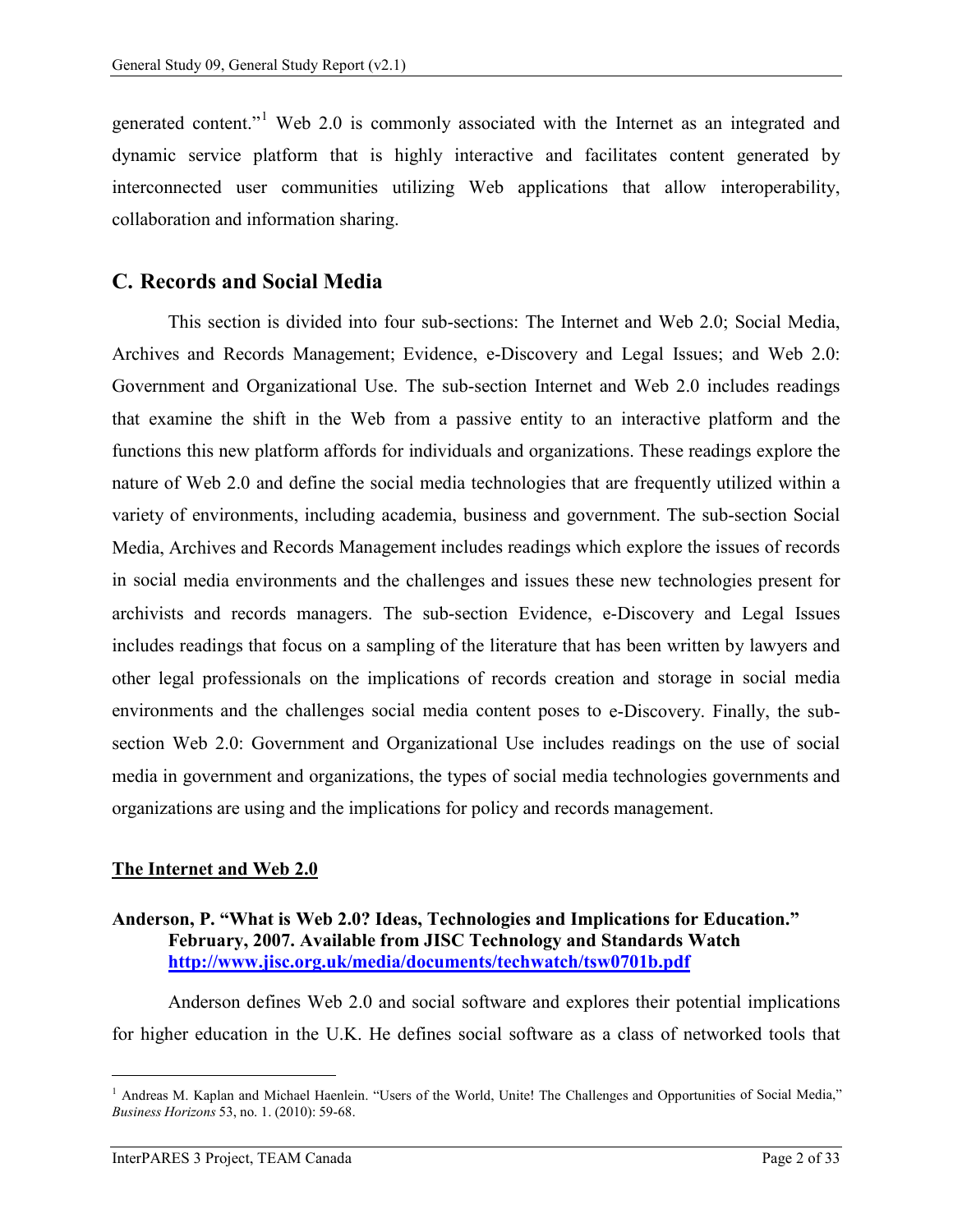generated content."[1] Web 2.0 is commonly associated with the Internet as an integrated and dynamic service platform that is highly interactive and facilitates content generated by interconnected user communities utilizing Web applications that allow interoperability, collaboration and information sharing.

## C. Records and Social Media

This section is divided into four sub-sections: The Internet and Web 2.0; Social Media, Archives and Records Management; Evidence, e-Discovery and Legal Issues; and Web 2.0: Government and Organizational Use. The sub-section Internet and Web 2.0 includes readings that examine the shift in the Web from a passive entity to an interactive platform and the functions this new platform affords for individuals and organizations. These readings explore the nature of Web 2.0 and define the social media technologies that are frequently utilized within a variety of environments, including academia, business and government. The sub-section Social Media, Archives and Records Management includes readings which explore the issues of records in social media environments and the challenges and issues these new technologies present for archivists and records managers. The sub-section Evidence, e-Discovery and Legal Issues includes readings that focus on a sampling of the literature that has been written by lawyers and other legal professionals on the implications of records creation and storage in social media environments and the challenges social media content poses to e-Discovery. Finally, the sub-section Web 2.0: Government and Organizational Use includes readings on the use of social media in government and organizations, the types of social media technologies governments and organizations are using and the implications for policy and records management.

### The Internet and Web 2.0

**Anderson, P. "What is Web 2.0? Ideas, Technologies and Implications for Education." February, 2007. Available from JISC Technology and Standards Watch [http://www.jisc.org.uk/media/documents/techwatch/tsw0701b.pdf](http://www.jisc.org.uk/media/documents/techwatch/tsw0701b.pdf)**

Anderson defines Web 2.0 and social software and explores their potential implications for higher education in the U.K. He defines social software as a class of networked tools that

---

[1] Andreas M. Kaplan and Michael Haenlein. "Users of the World, Unite! The Challenges and Opportunities of Social Media," *Business Horizons* 53, no. 1. (2010): 59-68.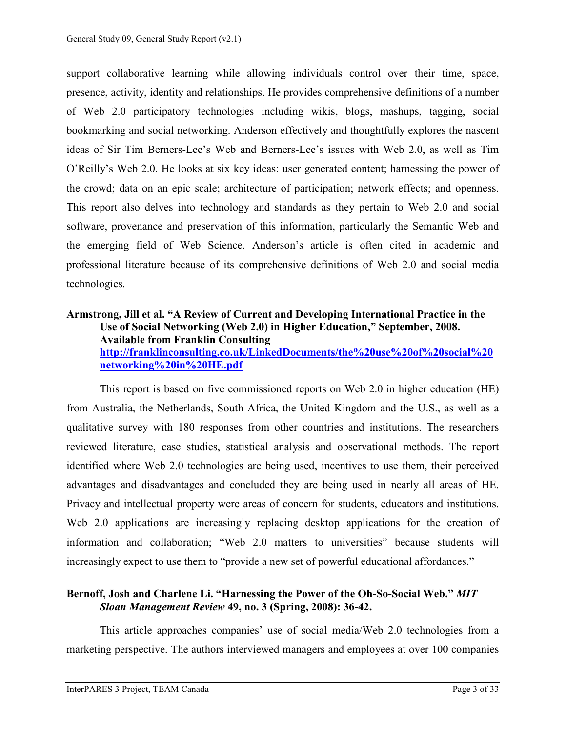support collaborative learning while allowing individuals control over their time, space, presence, activity, identity and relationships. He provides comprehensive definitions of a number of Web 2.0 participatory technologies including wikis, blogs, mashups, tagging, social bookmarking and social networking. Anderson effectively and thoughtfully explores the nascent ideas of Sir Tim Berners-Lee's Web and Berners-Lee's issues with Web 2.0, as well as Tim O'Reilly's Web 2.0. He looks at six key ideas: user generated content; harnessing the power of the crowd; data on an epic scale; architecture of participation; network effects; and openness. This report also delves into technology and standards as they pertain to Web 2.0 and social software, provenance and preservation of this information, particularly the Semantic Web and the emerging field of Web Science. Anderson's article is often cited in academic and professional literature because of its comprehensive definitions of Web 2.0 and social media technologies.

**Armstrong, Jill et al. "A Review of Current and Developing International Practice in the Use of Social Networking (Web 2.0) in Higher Education," September, 2008. Available from Franklin Consulting [http://franklinconsulting.co.uk/LinkedDocuments/the%20use%20of%20social%20networking%20in%20HE.pdf](http://franklinconsulting.co.uk/LinkedDocuments/the%20use%20of%20social%20networking%20in%20HE.pdf)**

This report is based on five commissioned reports on Web 2.0 in higher education (HE) from Australia, the Netherlands, South Africa, the United Kingdom and the U.S., as well as a qualitative survey with 180 responses from other countries and institutions. The researchers reviewed literature, case studies, statistical analysis and observational methods. The report identified where Web 2.0 technologies are being used, incentives to use them, their perceived advantages and disadvantages and concluded they are being used in nearly all areas of HE. Privacy and intellectual property were areas of concern for students, educators and institutions. Web 2.0 applications are increasingly replacing desktop applications for the creation of information and collaboration; "Web 2.0 matters to universities" because students will increasingly expect to use them to "provide a new set of powerful educational affordances."

**Bernoff, Josh and Charlene Li. "Harnessing the Power of the Oh-So-Social Web."** ***MIT Sloan Management Review*** **49, no. 3 (Spring, 2008): 36-42.**

This article approaches companies' use of social media/Web 2.0 technologies from a marketing perspective. The authors interviewed managers and employees at over 100 companies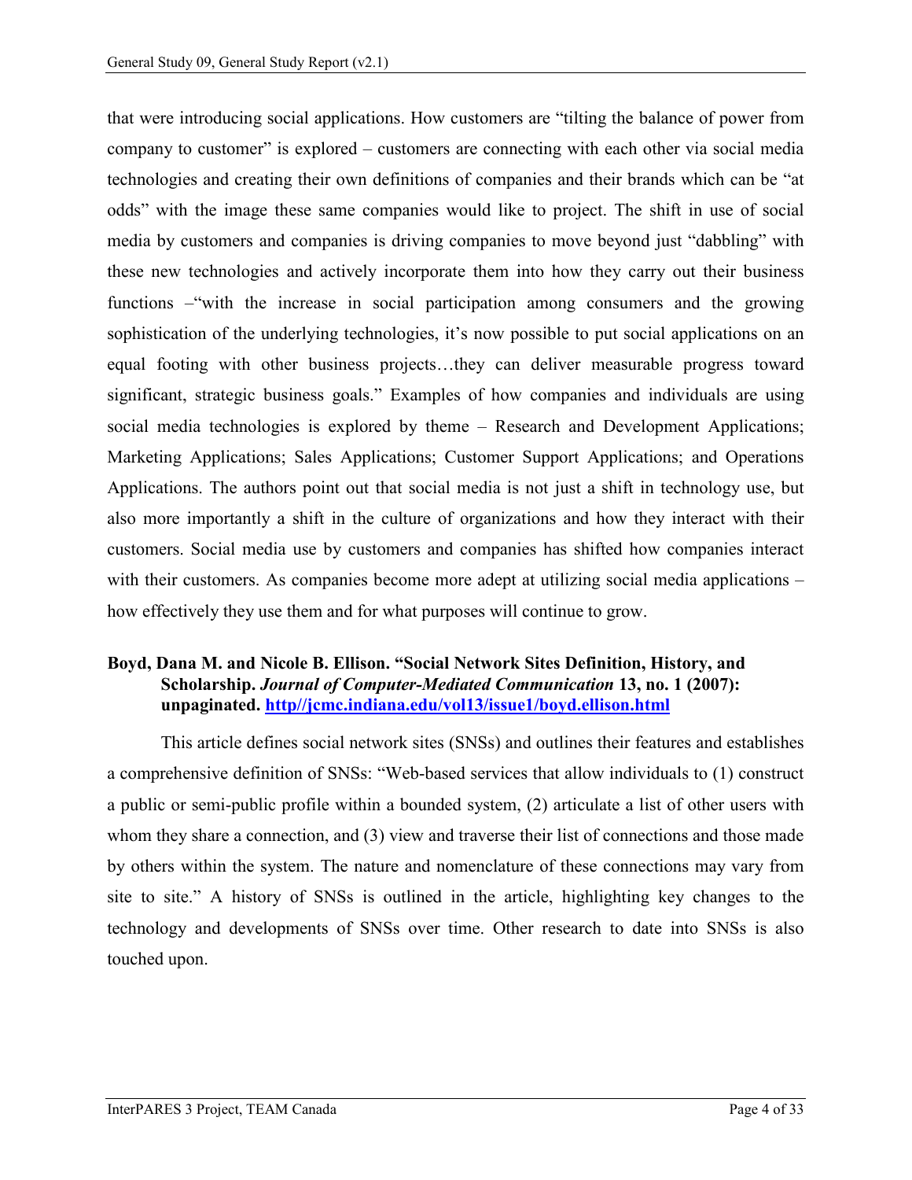that were introducing social applications. How customers are "tilting the balance of power from company to customer" is explored – customers are connecting with each other via social media technologies and creating their own definitions of companies and their brands which can be "at odds" with the image these same companies would like to project. The shift in use of social media by customers and companies is driving companies to move beyond just "dabbling" with these new technologies and actively incorporate them into how they carry out their business functions –"with the increase in social participation among consumers and the growing sophistication of the underlying technologies, it's now possible to put social applications on an equal footing with other business projects…they can deliver measurable progress toward significant, strategic business goals." Examples of how companies and individuals are using social media technologies is explored by theme – Research and Development Applications; Marketing Applications; Sales Applications; Customer Support Applications; and Operations Applications. The authors point out that social media is not just a shift in technology use, but also more importantly a shift in the culture of organizations and how they interact with their customers. Social media use by customers and companies has shifted how companies interact with their customers. As companies become more adept at utilizing social media applications – how effectively they use them and for what purposes will continue to grow.

**Boyd, Dana M. and Nicole B. Ellison. "Social Network Sites Definition, History, and Scholarship. *Journal of Computer-Mediated Communication* 13, no. 1 (2007): unpaginated. [http//jcmc.indiana.edu/vol13/issue1/boyd.ellison.html](http//jcmc.indiana.edu/vol13/issue1/boyd.ellison.html)**

This article defines social network sites (SNSs) and outlines their features and establishes a comprehensive definition of SNSs: "Web-based services that allow individuals to (1) construct a public or semi-public profile within a bounded system, (2) articulate a list of other users with whom they share a connection, and (3) view and traverse their list of connections and those made by others within the system. The nature and nomenclature of these connections may vary from site to site." A history of SNSs is outlined in the article, highlighting key changes to the technology and developments of SNSs over time. Other research to date into SNSs is also touched upon.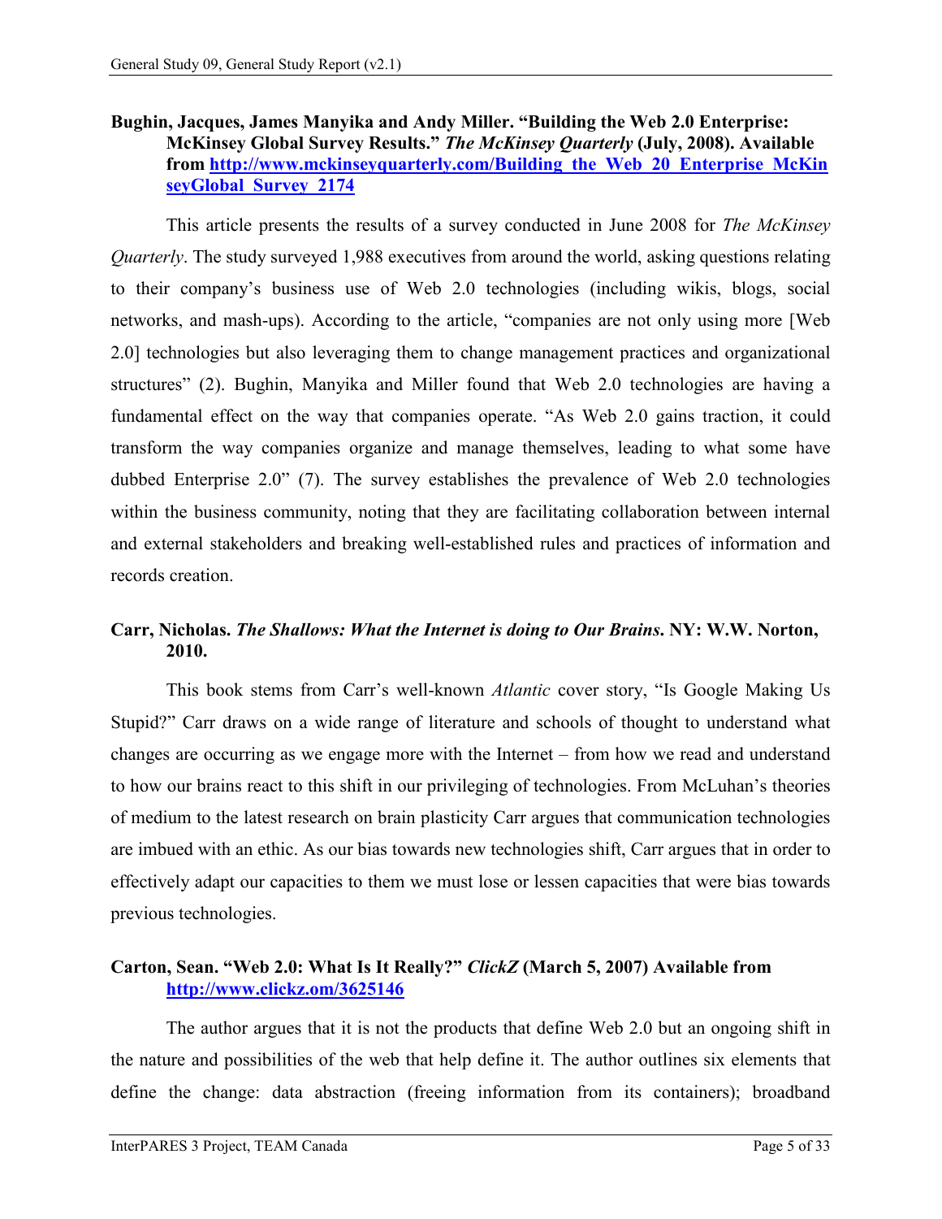**Bughin, Jacques, James Manyika and Andy Miller. "Building the Web 2.0 Enterprise: McKinsey Global Survey Results."** ***The McKinsey Quarterly*** **(July, 2008). Available from [http://www.mckinseyquarterly.com/Building_the_Web_20_Enterprise_McKinseyGlobal_Survey_2174](http://www.mckinseyquarterly.com/Building_the_Web_20_Enterprise_McKinseyGlobal_Survey_2174)**

This article presents the results of a survey conducted in June 2008 for *The McKinsey Quarterly*. The study surveyed 1,988 executives from around the world, asking questions relating to their company's business use of Web 2.0 technologies (including wikis, blogs, social networks, and mash-ups). According to the article, "companies are not only using more [Web 2.0] technologies but also leveraging them to change management practices and organizational structures" (2). Bughin, Manyika and Miller found that Web 2.0 technologies are having a fundamental effect on the way that companies operate. "As Web 2.0 gains traction, it could transform the way companies organize and manage themselves, leading to what some have dubbed Enterprise 2.0" (7). The survey establishes the prevalence of Web 2.0 technologies within the business community, noting that they are facilitating collaboration between internal and external stakeholders and breaking well-established rules and practices of information and records creation.

**Carr, Nicholas.** ***The Shallows: What the Internet is doing to Our Brains.*** **NY: W.W. Norton, 2010.**

This book stems from Carr's well-known *Atlantic* cover story, "Is Google Making Us Stupid?" Carr draws on a wide range of literature and schools of thought to understand what changes are occurring as we engage more with the Internet – from how we read and understand to how our brains react to this shift in our privileging of technologies. From McLuhan's theories of medium to the latest research on brain plasticity Carr argues that communication technologies are imbued with an ethic. As our bias towards new technologies shift, Carr argues that in order to effectively adapt our capacities to them we must lose or lessen capacities that were bias towards previous technologies.

**Carton, Sean. "Web 2.0: What Is It Really?"** ***ClickZ*** **(March 5, 2007) Available from [http://www.clickz.om/3625146](http://www.clickz.om/3625146)**

The author argues that it is not the products that define Web 2.0 but an ongoing shift in the nature and possibilities of the web that help define it. The author outlines six elements that define the change: data abstraction (freeing information from its containers); broadband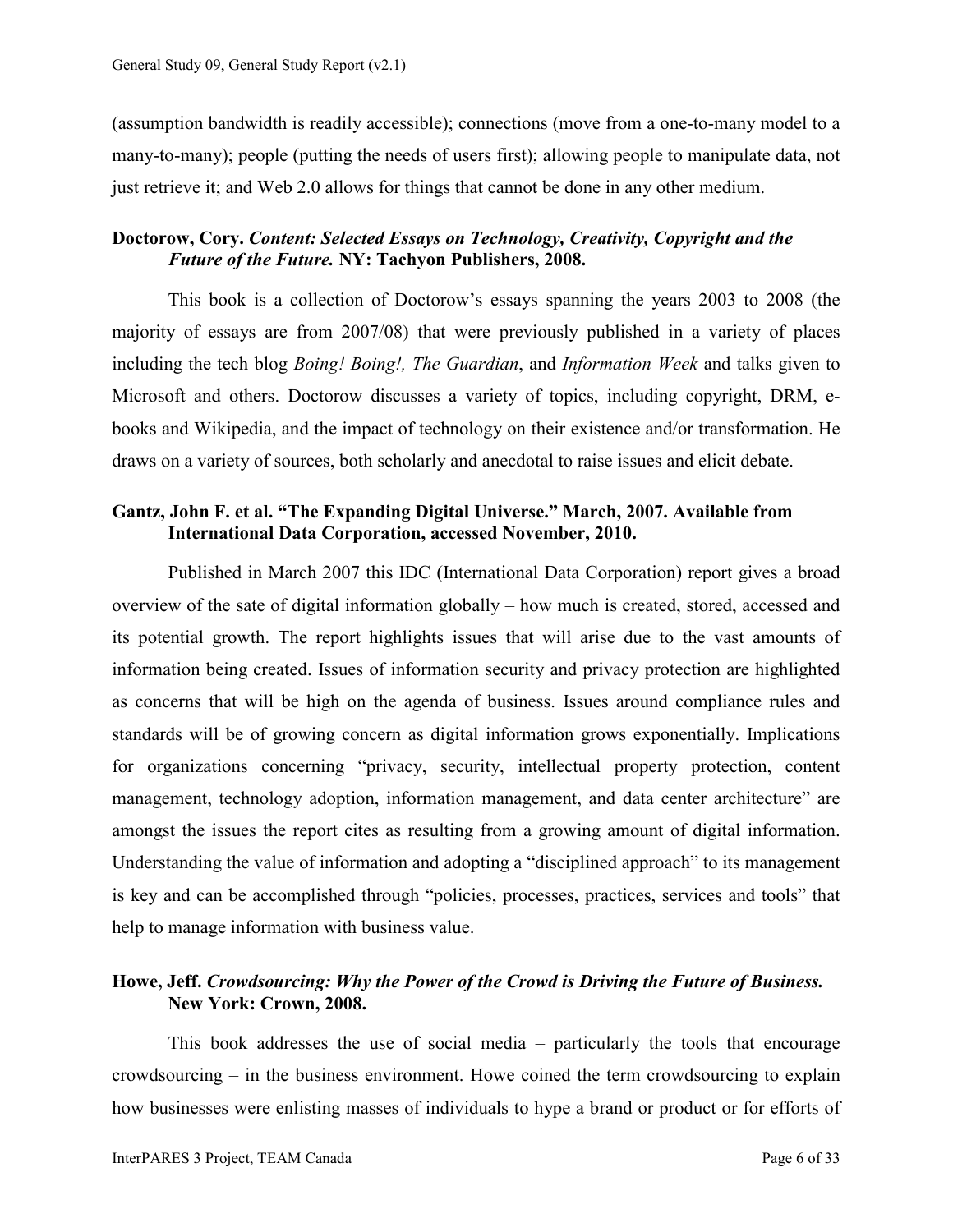(assumption bandwidth is readily accessible); connections (move from a one-to-many model to a many-to-many); people (putting the needs of users first); allowing people to manipulate data, not just retrieve it; and Web 2.0 allows for things that cannot be done in any other medium.

**Doctorow, Cory. *Content: Selected Essays on Technology, Creativity, Copyright and the Future of the Future.* NY: Tachyon Publishers, 2008.**

This book is a collection of Doctorow's essays spanning the years 2003 to 2008 (the majority of essays are from 2007/08) that were previously published in a variety of places including the tech blog *Boing! Boing!, The Guardian*, and *Information Week* and talks given to Microsoft and others. Doctorow discusses a variety of topics, including copyright, DRM, e-books and Wikipedia, and the impact of technology on their existence and/or transformation. He draws on a variety of sources, both scholarly and anecdotal to raise issues and elicit debate.

**Gantz, John F. et al. "The Expanding Digital Universe." March, 2007. Available from International Data Corporation, accessed November, 2010.**

Published in March 2007 this IDC (International Data Corporation) report gives a broad overview of the sate of digital information globally – how much is created, stored, accessed and its potential growth. The report highlights issues that will arise due to the vast amounts of information being created. Issues of information security and privacy protection are highlighted as concerns that will be high on the agenda of business. Issues around compliance rules and standards will be of growing concern as digital information grows exponentially. Implications for organizations concerning "privacy, security, intellectual property protection, content management, technology adoption, information management, and data center architecture" are amongst the issues the report cites as resulting from a growing amount of digital information. Understanding the value of information and adopting a "disciplined approach" to its management is key and can be accomplished through "policies, processes, practices, services and tools" that help to manage information with business value.

**Howe, Jeff. *Crowdsourcing: Why the Power of the Crowd is Driving the Future of Business.* New York: Crown, 2008.**

This book addresses the use of social media – particularly the tools that encourage crowdsourcing – in the business environment. Howe coined the term crowdsourcing to explain how businesses were enlisting masses of individuals to hype a brand or product or for efforts of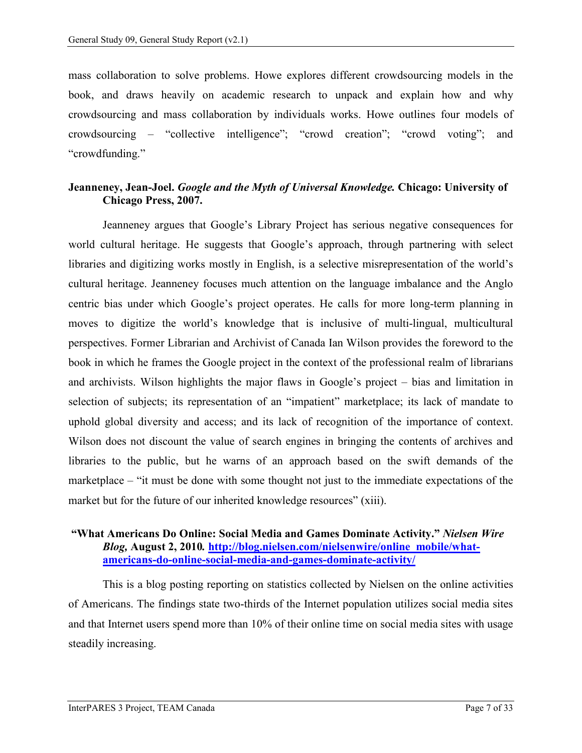mass collaboration to solve problems. Howe explores different crowdsourcing models in the book, and draws heavily on academic research to unpack and explain how and why crowdsourcing and mass collaboration by individuals works. Howe outlines four models of crowdsourcing – "collective intelligence"; "crowd creation"; "crowd voting"; and "crowdfunding."

**Jeanneney, Jean-Joel. *Google and the Myth of Universal Knowledge.* Chicago: University of Chicago Press, 2007.**

Jeanneney argues that Google's Library Project has serious negative consequences for world cultural heritage. He suggests that Google's approach, through partnering with select libraries and digitizing works mostly in English, is a selective misrepresentation of the world's cultural heritage. Jeanneney focuses much attention on the language imbalance and the Anglo centric bias under which Google's project operates. He calls for more long-term planning in moves to digitize the world's knowledge that is inclusive of multi-lingual, multicultural perspectives. Former Librarian and Archivist of Canada Ian Wilson provides the foreword to the book in which he frames the Google project in the context of the professional realm of librarians and archivists. Wilson highlights the major flaws in Google's project – bias and limitation in selection of subjects; its representation of an "impatient" marketplace; its lack of mandate to uphold global diversity and access; and its lack of recognition of the importance of context. Wilson does not discount the value of search engines in bringing the contents of archives and libraries to the public, but he warns of an approach based on the swift demands of the marketplace – "it must be done with some thought not just to the immediate expectations of the market but for the future of our inherited knowledge resources" (xiii).

**"What Americans Do Online: Social Media and Games Dominate Activity." *Nielsen Wire Blog,* August 2, 2010. [http://blog.nielsen.com/nielsenwire/online_mobile/what-americans-do-online-social-media-and-games-dominate-activity/](http://blog.nielsen.com/nielsenwire/online_mobile/what-americans-do-online-social-media-and-games-dominate-activity/)**

This is a blog posting reporting on statistics collected by Nielsen on the online activities of Americans. The findings state two-thirds of the Internet population utilizes social media sites and that Internet users spend more than 10% of their online time on social media sites with usage steadily increasing.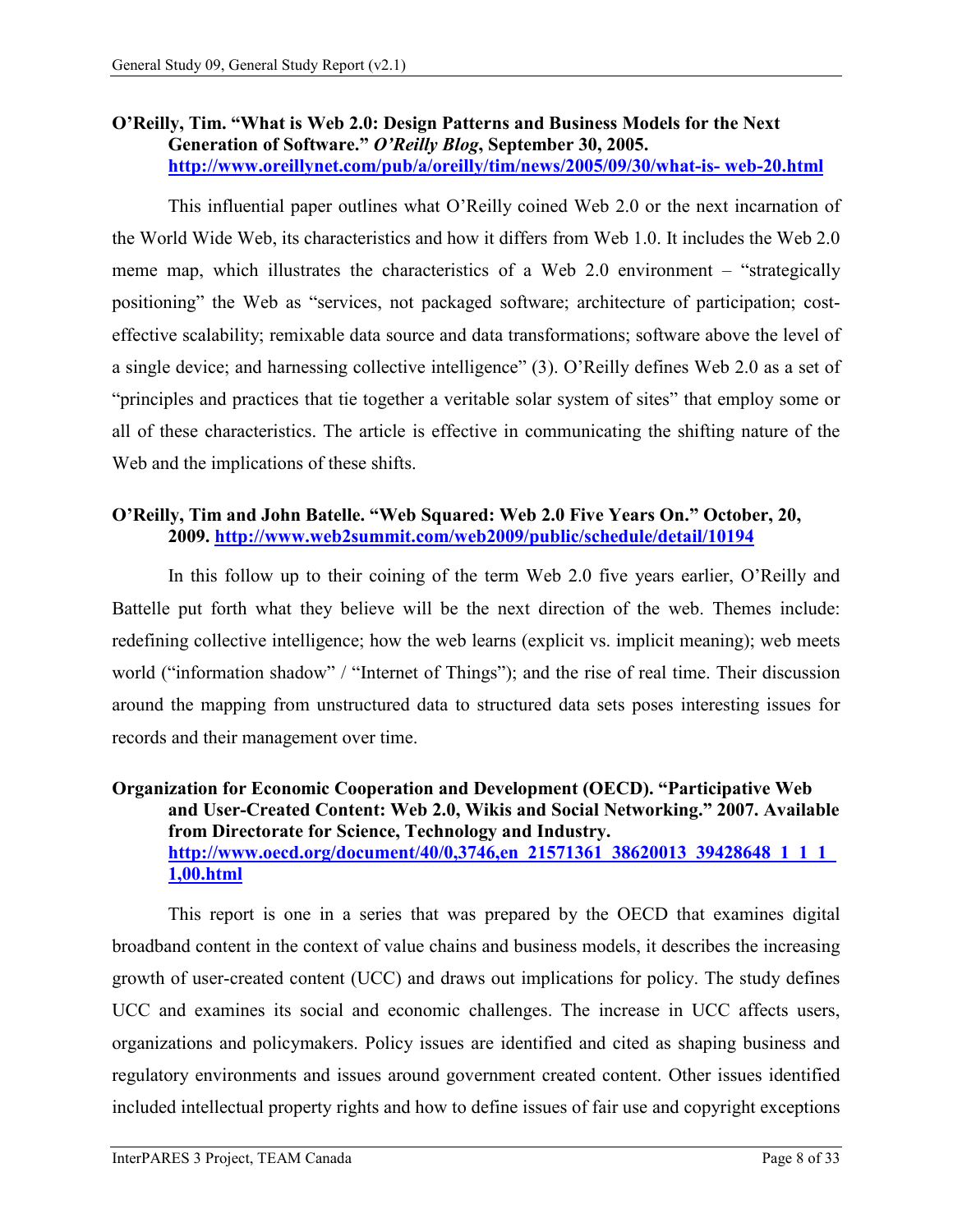**O'Reilly, Tim. "What is Web 2.0: Design Patterns and Business Models for the Next Generation of Software."** ***O'Reilly Blog*****, September 30, 2005.** **http://www.oreillynet.com/pub/a/oreilly/tim/news/2005/09/30/what-is- web-20.html**

This influential paper outlines what O'Reilly coined Web 2.0 or the next incarnation of the World Wide Web, its characteristics and how it differs from Web 1.0. It includes the Web 2.0 meme map, which illustrates the characteristics of a Web 2.0 environment – "strategically positioning" the Web as "services, not packaged software; architecture of participation; cost-effective scalability; remixable data source and data transformations; software above the level of a single device; and harnessing collective intelligence" (3). O'Reilly defines Web 2.0 as a set of "principles and practices that tie together a veritable solar system of sites" that employ some or all of these characteristics. The article is effective in communicating the shifting nature of the Web and the implications of these shifts.

**O'Reilly, Tim and John Batelle. "Web Squared: Web 2.0 Five Years On." October, 20, 2009. http://www.web2summit.com/web2009/public/schedule/detail/10194**

In this follow up to their coining of the term Web 2.0 five years earlier, O'Reilly and Battelle put forth what they believe will be the next direction of the web. Themes include: redefining collective intelligence; how the web learns (explicit vs. implicit meaning); web meets world ("information shadow" / "Internet of Things"); and the rise of real time. Their discussion around the mapping from unstructured data to structured data sets poses interesting issues for records and their management over time.

**Organization for Economic Cooperation and Development (OECD). "Participative Web and User-Created Content: Web 2.0, Wikis and Social Networking." 2007. Available from Directorate for Science, Technology and Industry. http://www.oecd.org/document/40/0,3746,en_21571361_38620013_39428648_1_1_1_1,00.html**

This report is one in a series that was prepared by the OECD that examines digital broadband content in the context of value chains and business models, it describes the increasing growth of user-created content (UCC) and draws out implications for policy. The study defines UCC and examines its social and economic challenges. The increase in UCC affects users, organizations and policymakers. Policy issues are identified and cited as shaping business and regulatory environments and issues around government created content. Other issues identified included intellectual property rights and how to define issues of fair use and copyright exceptions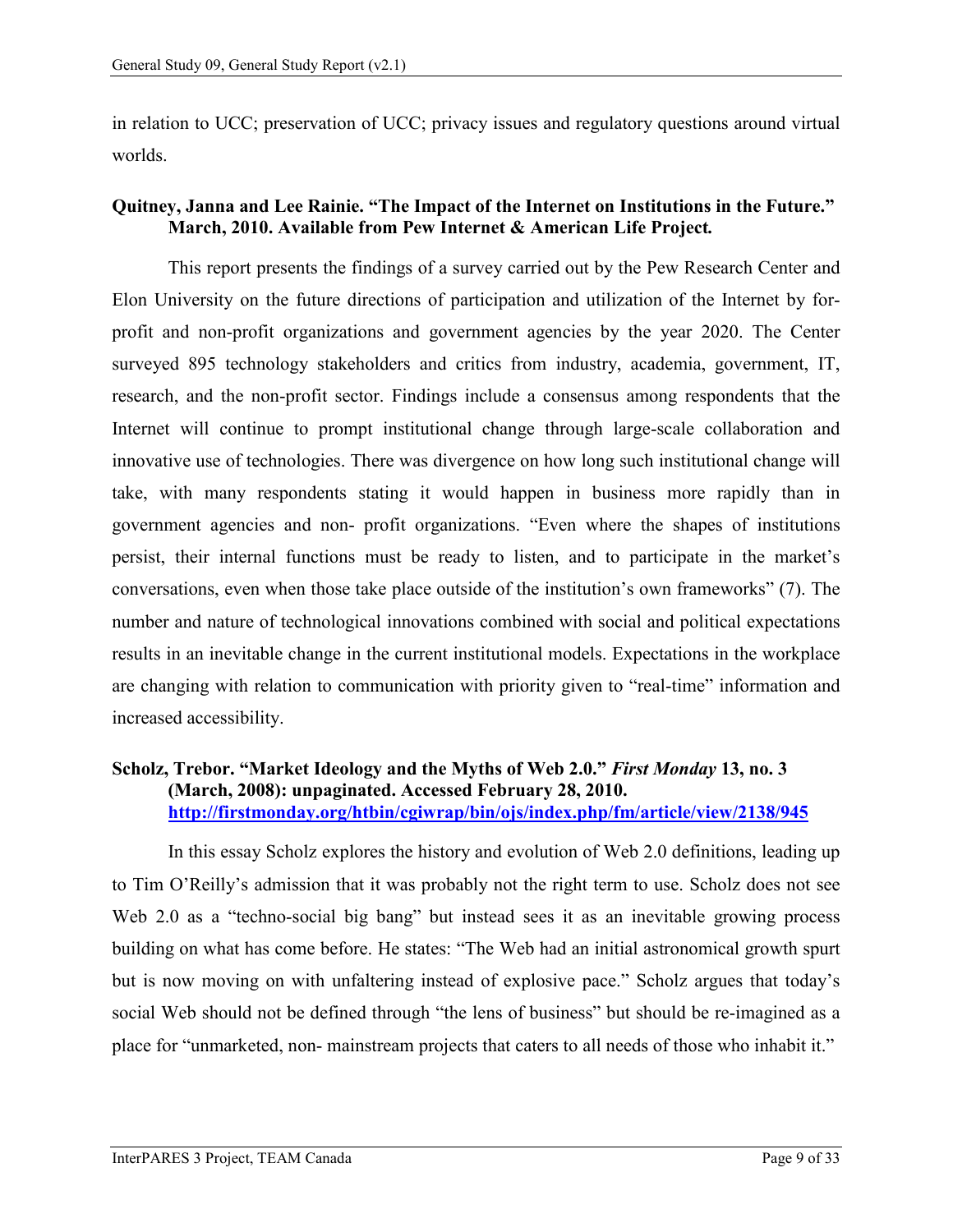in relation to UCC; preservation of UCC; privacy issues and regulatory questions around virtual worlds.

**Quitney, Janna and Lee Rainie. "The Impact of the Internet on Institutions in the Future." March, 2010. Available from Pew Internet & American Life Project***.*

This report presents the findings of a survey carried out by the Pew Research Center and Elon University on the future directions of participation and utilization of the Internet by for-profit and non-profit organizations and government agencies by the year 2020. The Center surveyed 895 technology stakeholders and critics from industry, academia, government, IT, research, and the non-profit sector. Findings include a consensus among respondents that the Internet will continue to prompt institutional change through large-scale collaboration and innovative use of technologies. There was divergence on how long such institutional change will take, with many respondents stating it would happen in business more rapidly than in government agencies and non- profit organizations. "Even where the shapes of institutions persist, their internal functions must be ready to listen, and to participate in the market's conversations, even when those take place outside of the institution's own frameworks" (7). The number and nature of technological innovations combined with social and political expectations results in an inevitable change in the current institutional models. Expectations in the workplace are changing with relation to communication with priority given to "real-time" information and increased accessibility.

**Scholz, Trebor. "Market Ideology and the Myths of Web 2.0."** ***First Monday*** **13, no. 3 (March, 2008): unpaginated. Accessed February 28, 2010. [http://firstmonday.org/htbin/cgiwrap/bin/ojs/index.php/fm/article/view/2138/945](http://firstmonday.org/htbin/cgiwrap/bin/ojs/index.php/fm/article/view/2138/945)**

In this essay Scholz explores the history and evolution of Web 2.0 definitions, leading up to Tim O'Reilly's admission that it was probably not the right term to use. Scholz does not see Web 2.0 as a "techno-social big bang" but instead sees it as an inevitable growing process building on what has come before. He states: "The Web had an initial astronomical growth spurt but is now moving on with unfaltering instead of explosive pace." Scholz argues that today's social Web should not be defined through "the lens of business" but should be re-imagined as a place for "unmarketed, non- mainstream projects that caters to all needs of those who inhabit it."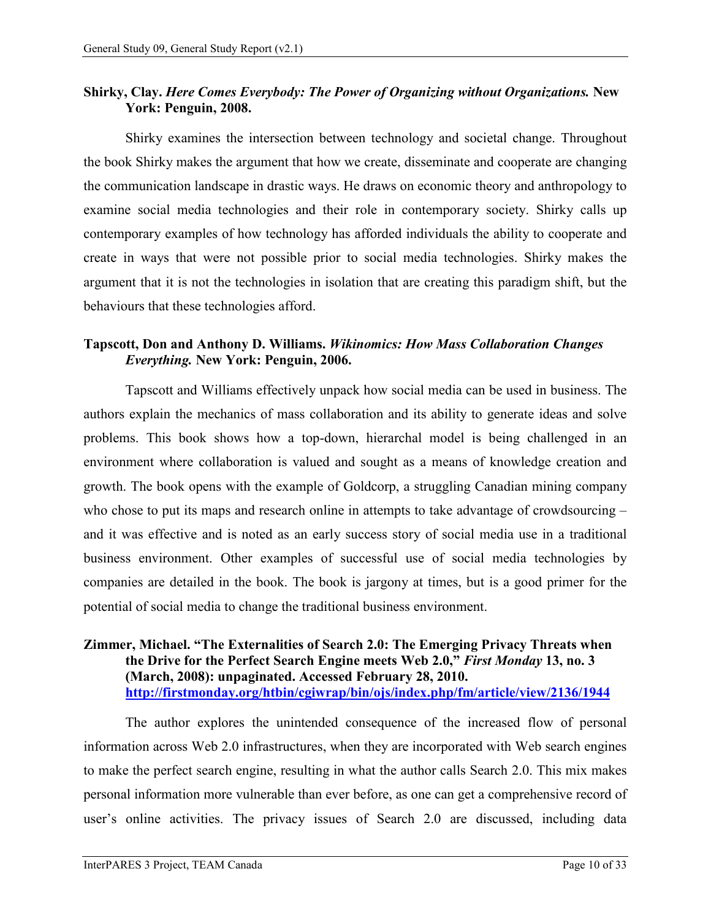**Shirky, Clay. *Here Comes Everybody: The Power of Organizing without Organizations.* New York: Penguin, 2008.**

Shirky examines the intersection between technology and societal change. Throughout the book Shirky makes the argument that how we create, disseminate and cooperate are changing the communication landscape in drastic ways. He draws on economic theory and anthropology to examine social media technologies and their role in contemporary society. Shirky calls up contemporary examples of how technology has afforded individuals the ability to cooperate and create in ways that were not possible prior to social media technologies. Shirky makes the argument that it is not the technologies in isolation that are creating this paradigm shift, but the behaviours that these technologies afford.

**Tapscott, Don and Anthony D. Williams. *Wikinomics: How Mass Collaboration Changes Everything.* New York: Penguin, 2006.**

Tapscott and Williams effectively unpack how social media can be used in business. The authors explain the mechanics of mass collaboration and its ability to generate ideas and solve problems. This book shows how a top-down, hierarchal model is being challenged in an environment where collaboration is valued and sought as a means of knowledge creation and growth. The book opens with the example of Goldcorp, a struggling Canadian mining company who chose to put its maps and research online in attempts to take advantage of crowdsourcing – and it was effective and is noted as an early success story of social media use in a traditional business environment. Other examples of successful use of social media technologies by companies are detailed in the book. The book is jargony at times, but is a good primer for the potential of social media to change the traditional business environment.

**Zimmer, Michael. "The Externalities of Search 2.0: The Emerging Privacy Threats when the Drive for the Perfect Search Engine meets Web 2.0," *First Monday* 13, no. 3 (March, 2008): unpaginated. Accessed February 28, 2010. [http://firstmonday.org/htbin/cgiwrap/bin/ojs/index.php/fm/article/view/2136/1944](http://firstmonday.org/htbin/cgiwrap/bin/ojs/index.php/fm/article/view/2136/1944)**

The author explores the unintended consequence of the increased flow of personal information across Web 2.0 infrastructures, when they are incorporated with Web search engines to make the perfect search engine, resulting in what the author calls Search 2.0. This mix makes personal information more vulnerable than ever before, as one can get a comprehensive record of user's online activities. The privacy issues of Search 2.0 are discussed, including data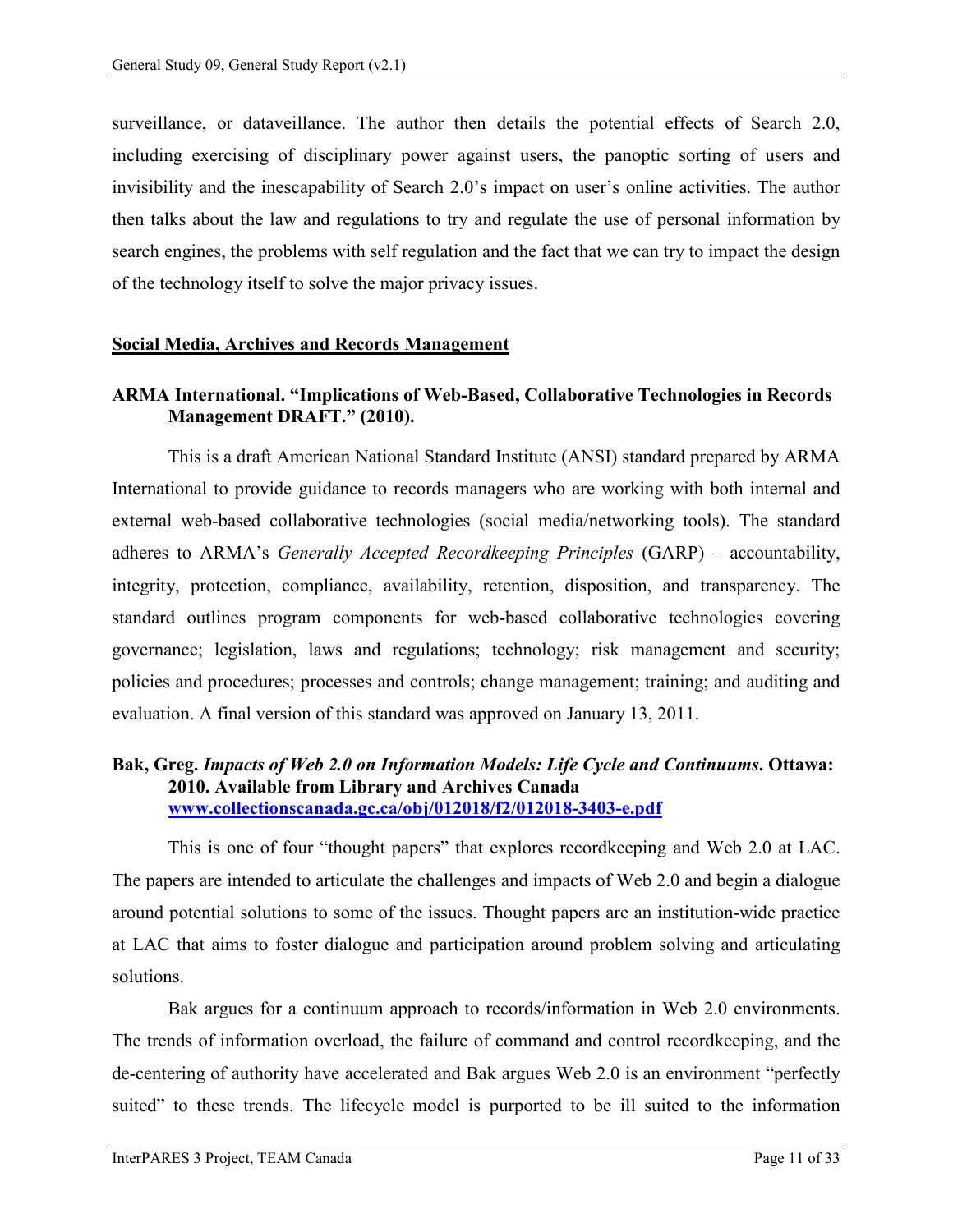surveillance, or dataveillance. The author then details the potential effects of Search 2.0, including exercising of disciplinary power against users, the panoptic sorting of users and invisibility and the inescapability of Search 2.0's impact on user's online activities. The author then talks about the law and regulations to try and regulate the use of personal information by search engines, the problems with self regulation and the fact that we can try to impact the design of the technology itself to solve the major privacy issues.

## Social Media, Archives and Records Management

**ARMA International. "Implications of Web-Based, Collaborative Technologies in Records Management DRAFT." (2010).**

This is a draft American National Standard Institute (ANSI) standard prepared by ARMA International to provide guidance to records managers who are working with both internal and external web-based collaborative technologies (social media/networking tools). The standard adheres to ARMA's *Generally Accepted Recordkeeping Principles* (GARP) – accountability, integrity, protection, compliance, availability, retention, disposition, and transparency. The standard outlines program components for web-based collaborative technologies covering governance; legislation, laws and regulations; technology; risk management and security; policies and procedures; processes and controls; change management; training; and auditing and evaluation. A final version of this standard was approved on January 13, 2011.

**Bak, Greg. *Impacts of Web 2.0 on Information Models: Life Cycle and Continuums*. Ottawa: 2010. Available from Library and Archives Canada [www.collectionscanada.gc.ca/obj/012018/f2/012018-3403-e.pdf](www.collectionscanada.gc.ca/obj/012018/f2/012018-3403-e.pdf)**

This is one of four "thought papers" that explores recordkeeping and Web 2.0 at LAC. The papers are intended to articulate the challenges and impacts of Web 2.0 and begin a dialogue around potential solutions to some of the issues. Thought papers are an institution-wide practice at LAC that aims to foster dialogue and participation around problem solving and articulating solutions.

Bak argues for a continuum approach to records/information in Web 2.0 environments. The trends of information overload, the failure of command and control recordkeeping, and the de-centering of authority have accelerated and Bak argues Web 2.0 is an environment "perfectly suited" to these trends. The lifecycle model is purported to be ill suited to the information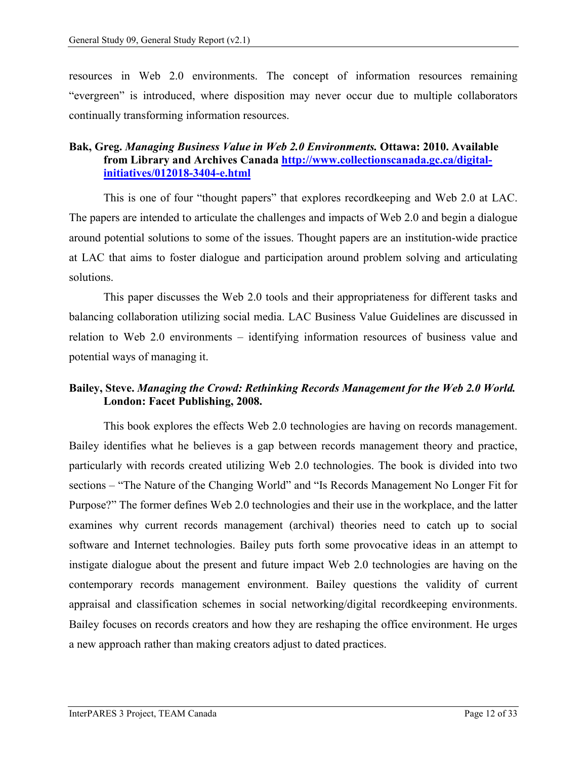resources in Web 2.0 environments. The concept of information resources remaining "evergreen" is introduced, where disposition may never occur due to multiple collaborators continually transforming information resources.

**Bak, Greg.** ***Managing Business Value in Web 2.0 Environments.*** **Ottawa: 2010. Available from Library and Archives Canada [http://www.collectionscanada.gc.ca/digital-initiatives/012018-3404-e.html](http://www.collectionscanada.gc.ca/digital-initiatives/012018-3404-e.html)**

This is one of four "thought papers" that explores recordkeeping and Web 2.0 at LAC. The papers are intended to articulate the challenges and impacts of Web 2.0 and begin a dialogue around potential solutions to some of the issues. Thought papers are an institution-wide practice at LAC that aims to foster dialogue and participation around problem solving and articulating solutions.

This paper discusses the Web 2.0 tools and their appropriateness for different tasks and balancing collaboration utilizing social media. LAC Business Value Guidelines are discussed in relation to Web 2.0 environments – identifying information resources of business value and potential ways of managing it.

**Bailey, Steve.** ***Managing the Crowd: Rethinking Records Management for the Web 2.0 World.*** **London: Facet Publishing, 2008.**

This book explores the effects Web 2.0 technologies are having on records management. Bailey identifies what he believes is a gap between records management theory and practice, particularly with records created utilizing Web 2.0 technologies. The book is divided into two sections – "The Nature of the Changing World" and "Is Records Management No Longer Fit for Purpose?" The former defines Web 2.0 technologies and their use in the workplace, and the latter examines why current records management (archival) theories need to catch up to social software and Internet technologies. Bailey puts forth some provocative ideas in an attempt to instigate dialogue about the present and future impact Web 2.0 technologies are having on the contemporary records management environment. Bailey questions the validity of current appraisal and classification schemes in social networking/digital recordkeeping environments. Bailey focuses on records creators and how they are reshaping the office environment. He urges a new approach rather than making creators adjust to dated practices.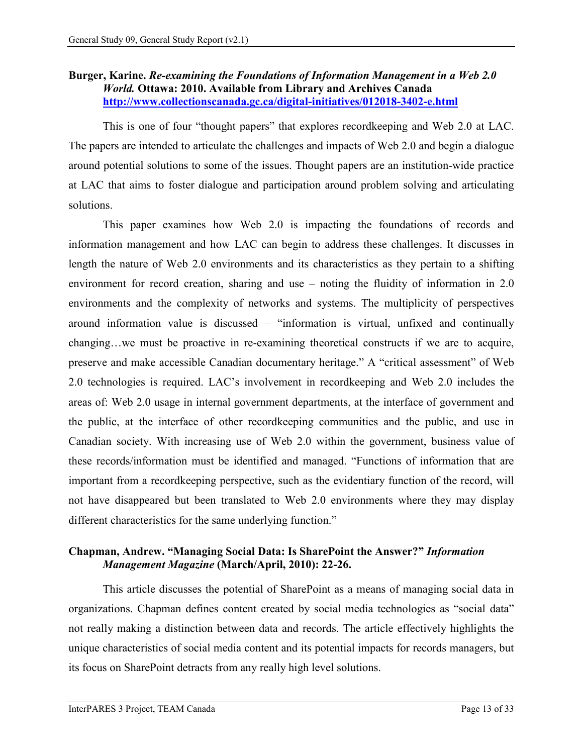**Burger, Karine.** ***Re-examining the Foundations of Information Management in a Web 2.0 World.*** **Ottawa: 2010. Available from Library and Archives Canada** **http://www.collectionscanada.gc.ca/digital-initiatives/012018-3402-e.html**

This is one of four "thought papers" that explores recordkeeping and Web 2.0 at LAC. The papers are intended to articulate the challenges and impacts of Web 2.0 and begin a dialogue around potential solutions to some of the issues. Thought papers are an institution-wide practice at LAC that aims to foster dialogue and participation around problem solving and articulating solutions.

This paper examines how Web 2.0 is impacting the foundations of records and information management and how LAC can begin to address these challenges. It discusses in length the nature of Web 2.0 environments and its characteristics as they pertain to a shifting environment for record creation, sharing and use – noting the fluidity of information in 2.0 environments and the complexity of networks and systems. The multiplicity of perspectives around information value is discussed – "information is virtual, unfixed and continually changing…we must be proactive in re-examining theoretical constructs if we are to acquire, preserve and make accessible Canadian documentary heritage." A "critical assessment" of Web 2.0 technologies is required. LAC's involvement in recordkeeping and Web 2.0 includes the areas of: Web 2.0 usage in internal government departments, at the interface of government and the public, at the interface of other recordkeeping communities and the public, and use in Canadian society. With increasing use of Web 2.0 within the government, business value of these records/information must be identified and managed. "Functions of information that are important from a recordkeeping perspective, such as the evidentiary function of the record, will not have disappeared but been translated to Web 2.0 environments where they may display different characteristics for the same underlying function."

**Chapman, Andrew. "Managing Social Data: Is SharePoint the Answer?"** ***Information Management Magazine*** **(March/April, 2010): 22-26.**

This article discusses the potential of SharePoint as a means of managing social data in organizations. Chapman defines content created by social media technologies as "social data" not really making a distinction between data and records. The article effectively highlights the unique characteristics of social media content and its potential impacts for records managers, but its focus on SharePoint detracts from any really high level solutions.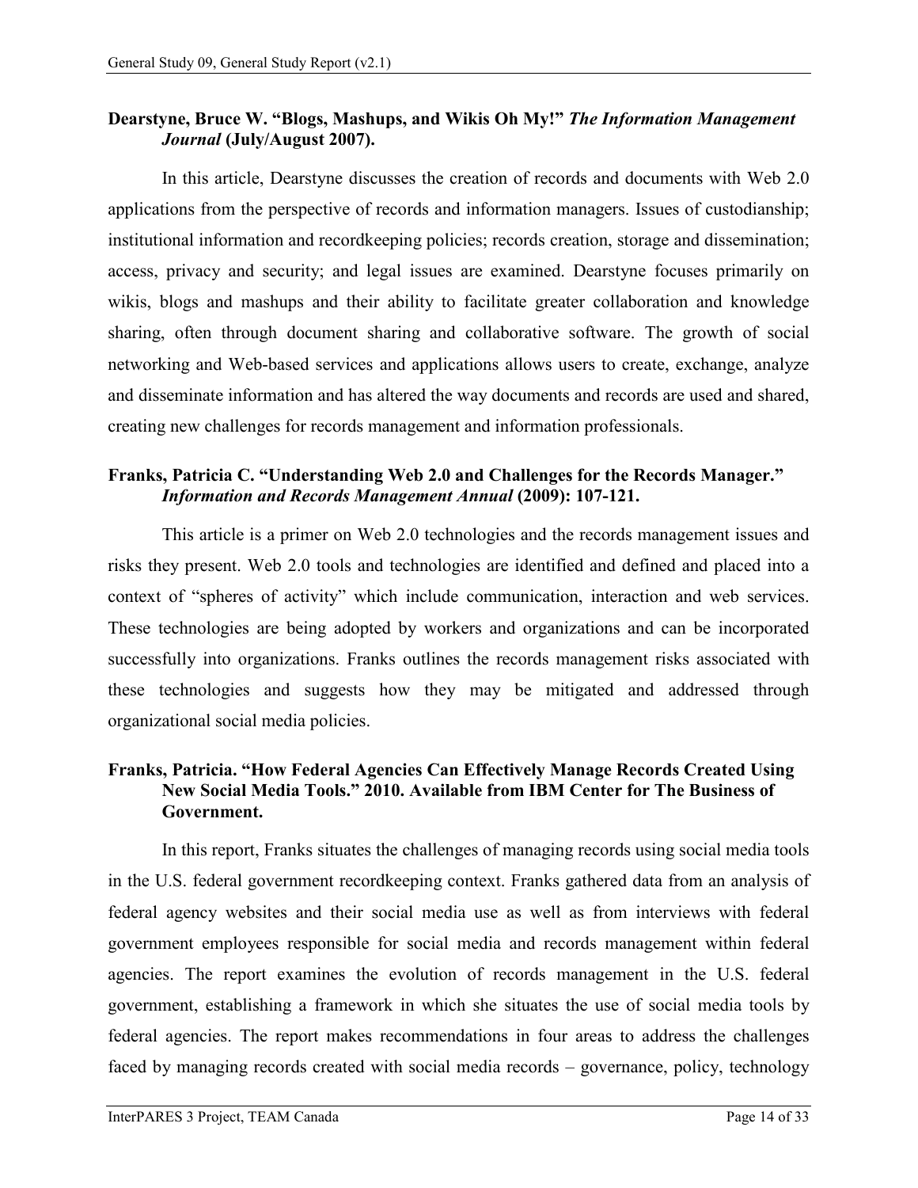**Dearstyne, Bruce W. "Blogs, Mashups, and Wikis Oh My!"** ***The Information Management Journal*** **(July/August 2007).**

In this article, Dearstyne discusses the creation of records and documents with Web 2.0 applications from the perspective of records and information managers. Issues of custodianship; institutional information and recordkeeping policies; records creation, storage and dissemination; access, privacy and security; and legal issues are examined. Dearstyne focuses primarily on wikis, blogs and mashups and their ability to facilitate greater collaboration and knowledge sharing, often through document sharing and collaborative software. The growth of social networking and Web-based services and applications allows users to create, exchange, analyze and disseminate information and has altered the way documents and records are used and shared, creating new challenges for records management and information professionals.

**Franks, Patricia C. "Understanding Web 2.0 and Challenges for the Records Manager."** ***Information and Records Management Annual*** **(2009): 107-121.**

This article is a primer on Web 2.0 technologies and the records management issues and risks they present. Web 2.0 tools and technologies are identified and defined and placed into a context of "spheres of activity" which include communication, interaction and web services. These technologies are being adopted by workers and organizations and can be incorporated successfully into organizations. Franks outlines the records management risks associated with these technologies and suggests how they may be mitigated and addressed through organizational social media policies.

**Franks, Patricia. "How Federal Agencies Can Effectively Manage Records Created Using New Social Media Tools." 2010. Available from IBM Center for The Business of Government.**

In this report, Franks situates the challenges of managing records using social media tools in the U.S. federal government recordkeeping context. Franks gathered data from an analysis of federal agency websites and their social media use as well as from interviews with federal government employees responsible for social media and records management within federal agencies. The report examines the evolution of records management in the U.S. federal government, establishing a framework in which she situates the use of social media tools by federal agencies. The report makes recommendations in four areas to address the challenges faced by managing records created with social media records – governance, policy, technology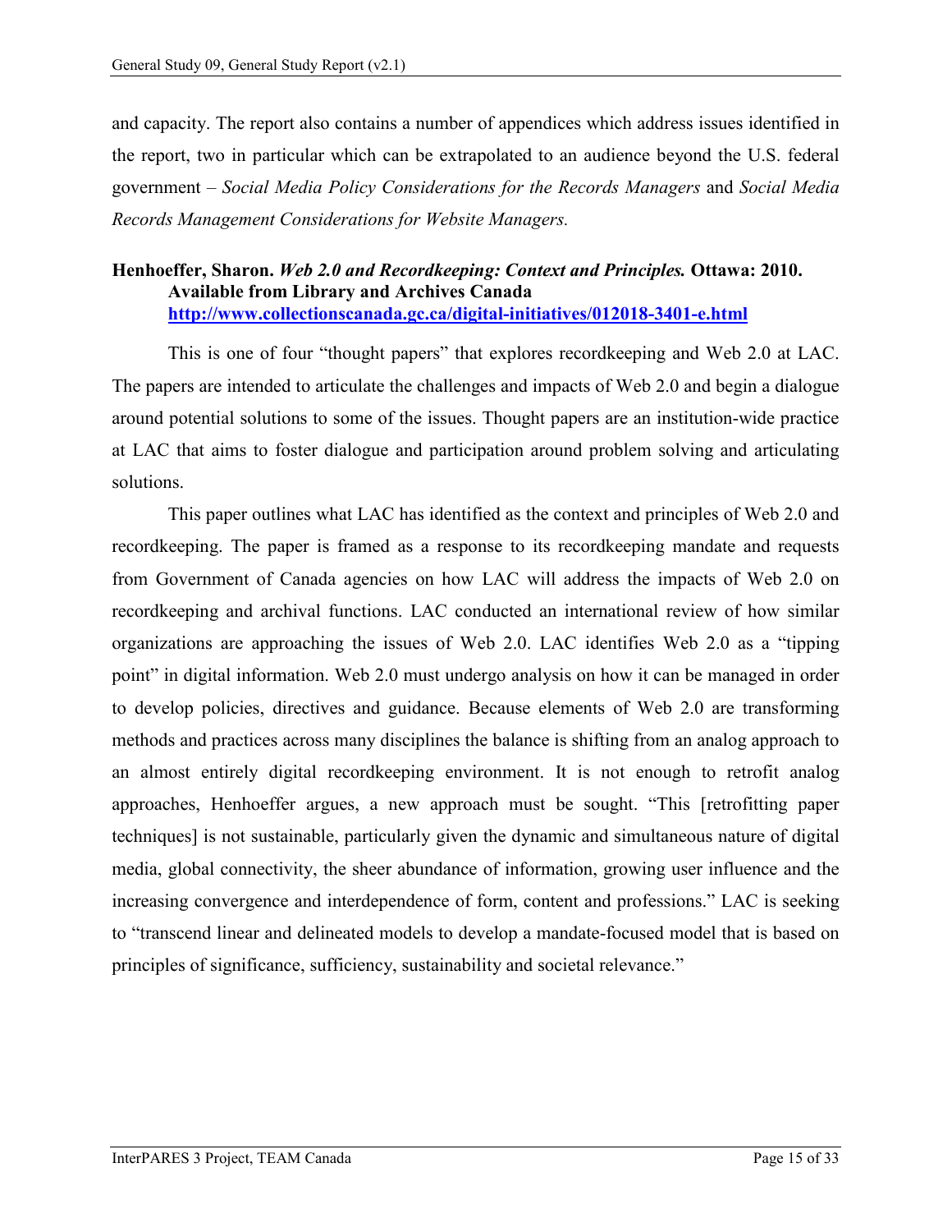and capacity. The report also contains a number of appendices which address issues identified in the report, two in particular which can be extrapolated to an audience beyond the U.S. federal government – *Social Media Policy Considerations for the Records Managers* and *Social Media Records Management Considerations for Website Managers.*

**Henhoeffer, Sharon. *Web 2.0 and Recordkeeping: Context and Principles.* Ottawa: 2010. Available from Library and Archives Canada [http://www.collectionscanada.gc.ca/digital-initiatives/012018-3401-e.html](http://www.collectionscanada.gc.ca/digital-initiatives/012018-3401-e.html)**

This is one of four "thought papers" that explores recordkeeping and Web 2.0 at LAC. The papers are intended to articulate the challenges and impacts of Web 2.0 and begin a dialogue around potential solutions to some of the issues. Thought papers are an institution-wide practice at LAC that aims to foster dialogue and participation around problem solving and articulating solutions.

This paper outlines what LAC has identified as the context and principles of Web 2.0 and recordkeeping. The paper is framed as a response to its recordkeeping mandate and requests from Government of Canada agencies on how LAC will address the impacts of Web 2.0 on recordkeeping and archival functions. LAC conducted an international review of how similar organizations are approaching the issues of Web 2.0. LAC identifies Web 2.0 as a "tipping point" in digital information. Web 2.0 must undergo analysis on how it can be managed in order to develop policies, directives and guidance. Because elements of Web 2.0 are transforming methods and practices across many disciplines the balance is shifting from an analog approach to an almost entirely digital recordkeeping environment. It is not enough to retrofit analog approaches, Henhoeffer argues, a new approach must be sought. "This [retrofitting paper techniques] is not sustainable, particularly given the dynamic and simultaneous nature of digital media, global connectivity, the sheer abundance of information, growing user influence and the increasing convergence and interdependence of form, content and professions." LAC is seeking to "transcend linear and delineated models to develop a mandate-focused model that is based on principles of significance, sufficiency, sustainability and societal relevance."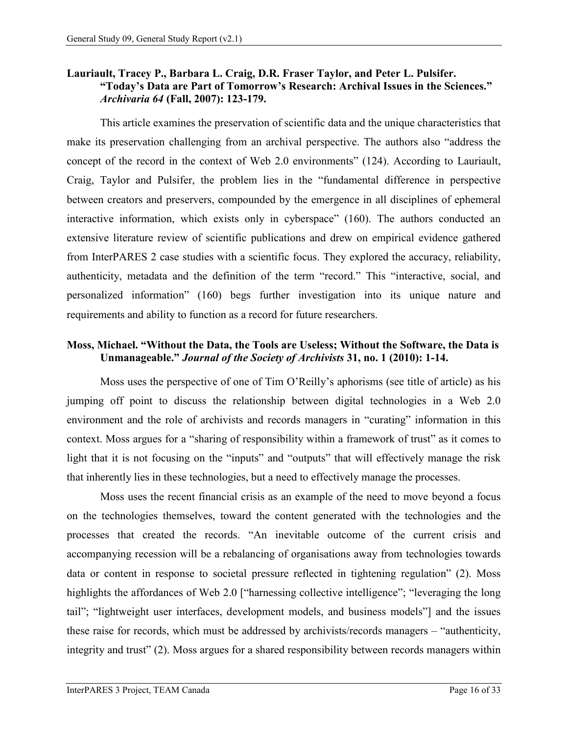**Lauriault, Tracey P., Barbara L. Craig, D.R. Fraser Taylor, and Peter L. Pulsifer. "Today's Data are Part of Tomorrow's Research: Archival Issues in the Sciences."** ***Archivaria 64*** **(Fall, 2007): 123-179.**

This article examines the preservation of scientific data and the unique characteristics that make its preservation challenging from an archival perspective. The authors also "address the concept of the record in the context of Web 2.0 environments" (124). According to Lauriault, Craig, Taylor and Pulsifer, the problem lies in the "fundamental difference in perspective between creators and preservers, compounded by the emergence in all disciplines of ephemeral interactive information, which exists only in cyberspace" (160). The authors conducted an extensive literature review of scientific publications and drew on empirical evidence gathered from InterPARES 2 case studies with a scientific focus. They explored the accuracy, reliability, authenticity, metadata and the definition of the term "record." This "interactive, social, and personalized information" (160) begs further investigation into its unique nature and requirements and ability to function as a record for future researchers.

**Moss, Michael. "Without the Data, the Tools are Useless; Without the Software, the Data is Unmanageable."** ***Journal of the Society of Archivists*** **31, no. 1 (2010): 1-14.**

Moss uses the perspective of one of Tim O'Reilly's aphorisms (see title of article) as his jumping off point to discuss the relationship between digital technologies in a Web 2.0 environment and the role of archivists and records managers in "curating" information in this context. Moss argues for a "sharing of responsibility within a framework of trust" as it comes to light that it is not focusing on the "inputs" and "outputs" that will effectively manage the risk that inherently lies in these technologies, but a need to effectively manage the processes.

Moss uses the recent financial crisis as an example of the need to move beyond a focus on the technologies themselves, toward the content generated with the technologies and the processes that created the records. "An inevitable outcome of the current crisis and accompanying recession will be a rebalancing of organisations away from technologies towards data or content in response to societal pressure reflected in tightening regulation" (2). Moss highlights the affordances of Web 2.0 ["harnessing collective intelligence"; "leveraging the long tail"; "lightweight user interfaces, development models, and business models"] and the issues these raise for records, which must be addressed by archivists/records managers – "authenticity, integrity and trust" (2). Moss argues for a shared responsibility between records managers within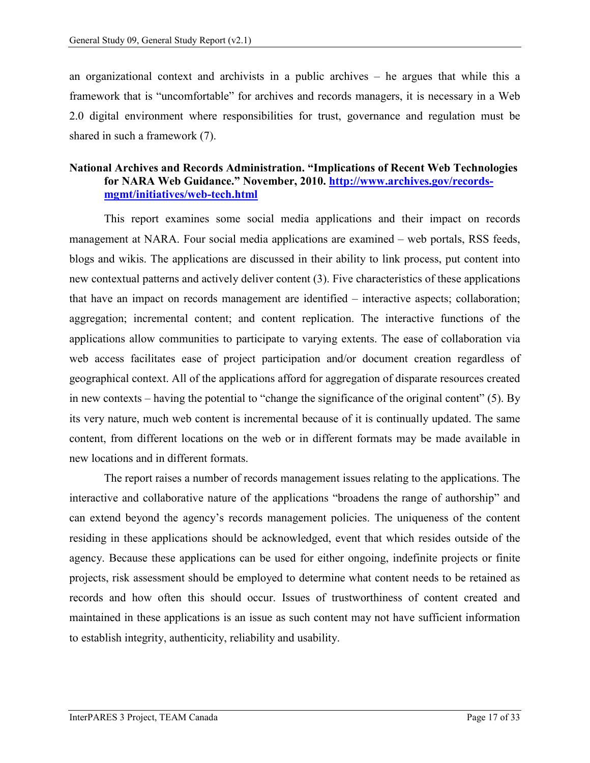an organizational context and archivists in a public archives – he argues that while this a framework that is "uncomfortable" for archives and records managers, it is necessary in a Web 2.0 digital environment where responsibilities for trust, governance and regulation must be shared in such a framework (7).

**National Archives and Records Administration. "Implications of Recent Web Technologies for NARA Web Guidance." November, 2010. [http://www.archives.gov/records-mgmt/initiatives/web-tech.html](http://www.archives.gov/records-mgmt/initiatives/web-tech.html)**

This report examines some social media applications and their impact on records management at NARA. Four social media applications are examined – web portals, RSS feeds, blogs and wikis. The applications are discussed in their ability to link process, put content into new contextual patterns and actively deliver content (3). Five characteristics of these applications that have an impact on records management are identified – interactive aspects; collaboration; aggregation; incremental content; and content replication. The interactive functions of the applications allow communities to participate to varying extents. The ease of collaboration via web access facilitates ease of project participation and/or document creation regardless of geographical context. All of the applications afford for aggregation of disparate resources created in new contexts – having the potential to "change the significance of the original content" (5). By its very nature, much web content is incremental because of it is continually updated. The same content, from different locations on the web or in different formats may be made available in new locations and in different formats.

The report raises a number of records management issues relating to the applications. The interactive and collaborative nature of the applications "broadens the range of authorship" and can extend beyond the agency's records management policies. The uniqueness of the content residing in these applications should be acknowledged, event that which resides outside of the agency. Because these applications can be used for either ongoing, indefinite projects or finite projects, risk assessment should be employed to determine what content needs to be retained as records and how often this should occur. Issues of trustworthiness of content created and maintained in these applications is an issue as such content may not have sufficient information to establish integrity, authenticity, reliability and usability.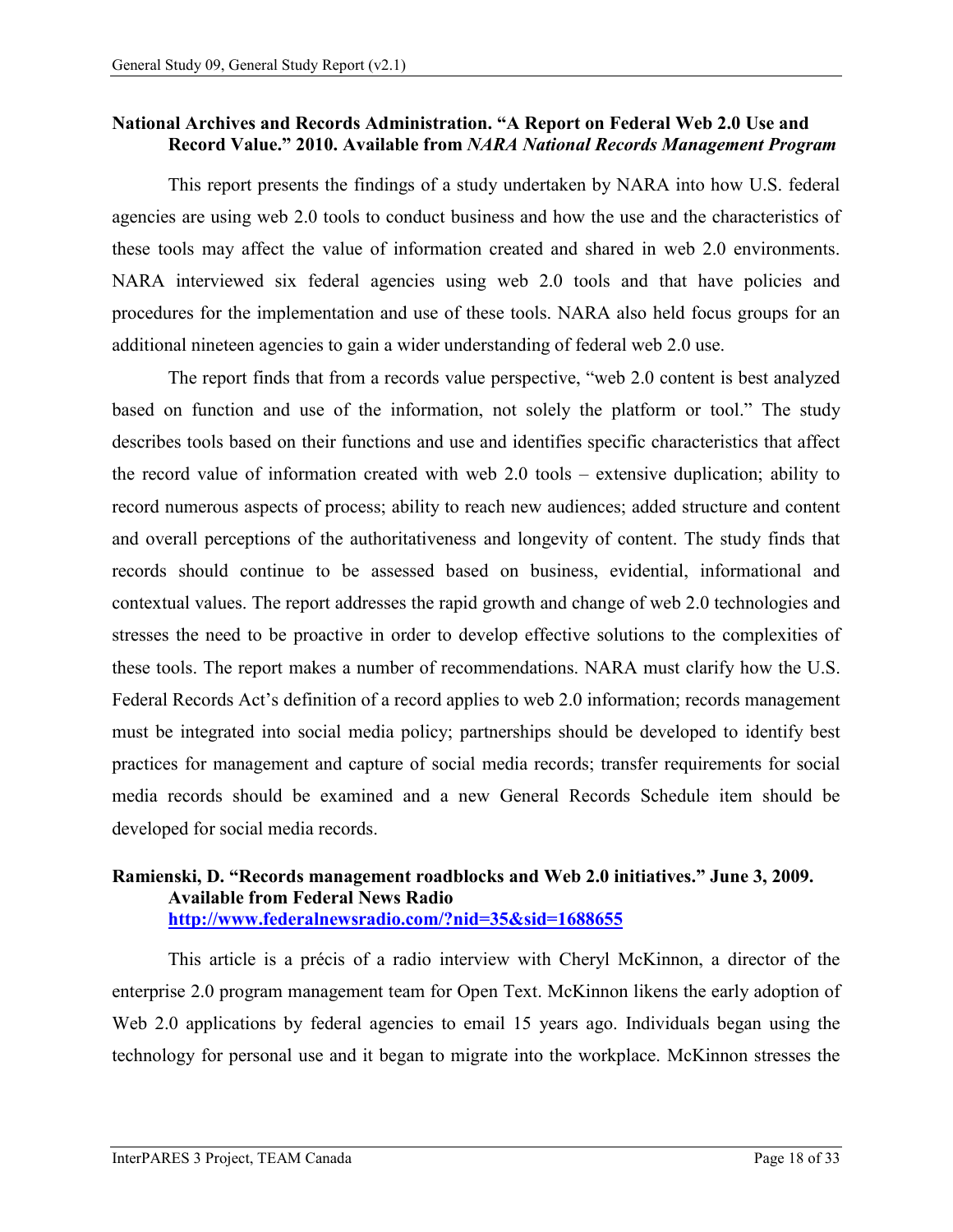**National Archives and Records Administration. "A Report on Federal Web 2.0 Use and Record Value." 2010. Available from *NARA National Records Management Program***

This report presents the findings of a study undertaken by NARA into how U.S. federal agencies are using web 2.0 tools to conduct business and how the use and the characteristics of these tools may affect the value of information created and shared in web 2.0 environments. NARA interviewed six federal agencies using web 2.0 tools and that have policies and procedures for the implementation and use of these tools. NARA also held focus groups for an additional nineteen agencies to gain a wider understanding of federal web 2.0 use.

The report finds that from a records value perspective, "web 2.0 content is best analyzed based on function and use of the information, not solely the platform or tool." The study describes tools based on their functions and use and identifies specific characteristics that affect the record value of information created with web 2.0 tools – extensive duplication; ability to record numerous aspects of process; ability to reach new audiences; added structure and content and overall perceptions of the authoritativeness and longevity of content. The study finds that records should continue to be assessed based on business, evidential, informational and contextual values. The report addresses the rapid growth and change of web 2.0 technologies and stresses the need to be proactive in order to develop effective solutions to the complexities of these tools. The report makes a number of recommendations. NARA must clarify how the U.S. Federal Records Act's definition of a record applies to web 2.0 information; records management must be integrated into social media policy; partnerships should be developed to identify best practices for management and capture of social media records; transfer requirements for social media records should be examined and a new General Records Schedule item should be developed for social media records.

**Ramienski, D. "Records management roadblocks and Web 2.0 initiatives." June 3, 2009. Available from Federal News Radio [http://www.federalnewsradio.com/?nid=35&sid=1688655](http://www.federalnewsradio.com/?nid=35&sid=1688655)**

This article is a précis of a radio interview with Cheryl McKinnon, a director of the enterprise 2.0 program management team for Open Text. McKinnon likens the early adoption of Web 2.0 applications by federal agencies to email 15 years ago. Individuals began using the technology for personal use and it began to migrate into the workplace. McKinnon stresses the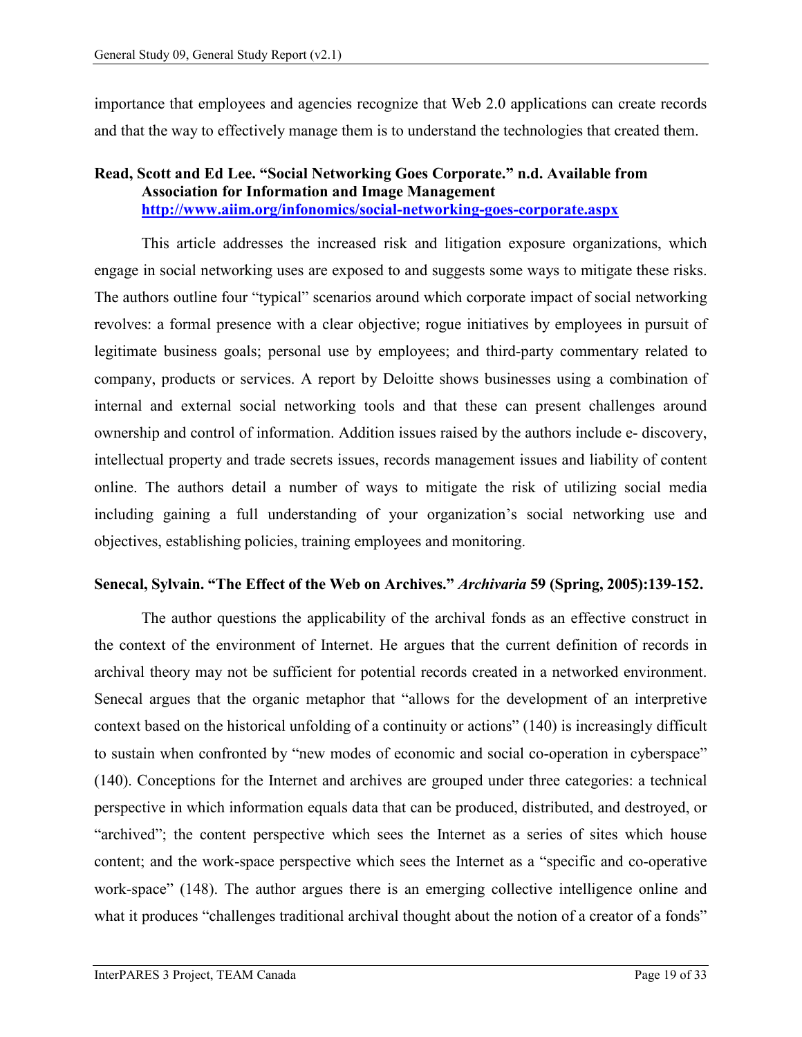importance that employees and agencies recognize that Web 2.0 applications can create records and that the way to effectively manage them is to understand the technologies that created them.

**Read, Scott and Ed Lee. "Social Networking Goes Corporate." n.d. Available from Association for Information and Image Management [http://www.aiim.org/infonomics/social-networking-goes-corporate.aspx](http://www.aiim.org/infonomics/social-networking-goes-corporate.aspx)**

This article addresses the increased risk and litigation exposure organizations, which engage in social networking uses are exposed to and suggests some ways to mitigate these risks. The authors outline four "typical" scenarios around which corporate impact of social networking revolves: a formal presence with a clear objective; rogue initiatives by employees in pursuit of legitimate business goals; personal use by employees; and third-party commentary related to company, products or services. A report by Deloitte shows businesses using a combination of internal and external social networking tools and that these can present challenges around ownership and control of information. Addition issues raised by the authors include e- discovery, intellectual property and trade secrets issues, records management issues and liability of content online. The authors detail a number of ways to mitigate the risk of utilizing social media including gaining a full understanding of your organization's social networking use and objectives, establishing policies, training employees and monitoring.

**Senecal, Sylvain. "The Effect of the Web on Archives."** ***Archivaria*** **59 (Spring, 2005):139-152.**

The author questions the applicability of the archival fonds as an effective construct in the context of the environment of Internet. He argues that the current definition of records in archival theory may not be sufficient for potential records created in a networked environment. Senecal argues that the organic metaphor that "allows for the development of an interpretive context based on the historical unfolding of a continuity or actions" (140) is increasingly difficult to sustain when confronted by "new modes of economic and social co-operation in cyberspace" (140). Conceptions for the Internet and archives are grouped under three categories: a technical perspective in which information equals data that can be produced, distributed, and destroyed, or "archived"; the content perspective which sees the Internet as a series of sites which house content; and the work-space perspective which sees the Internet as a "specific and co-operative work-space" (148). The author argues there is an emerging collective intelligence online and what it produces "challenges traditional archival thought about the notion of a creator of a fonds"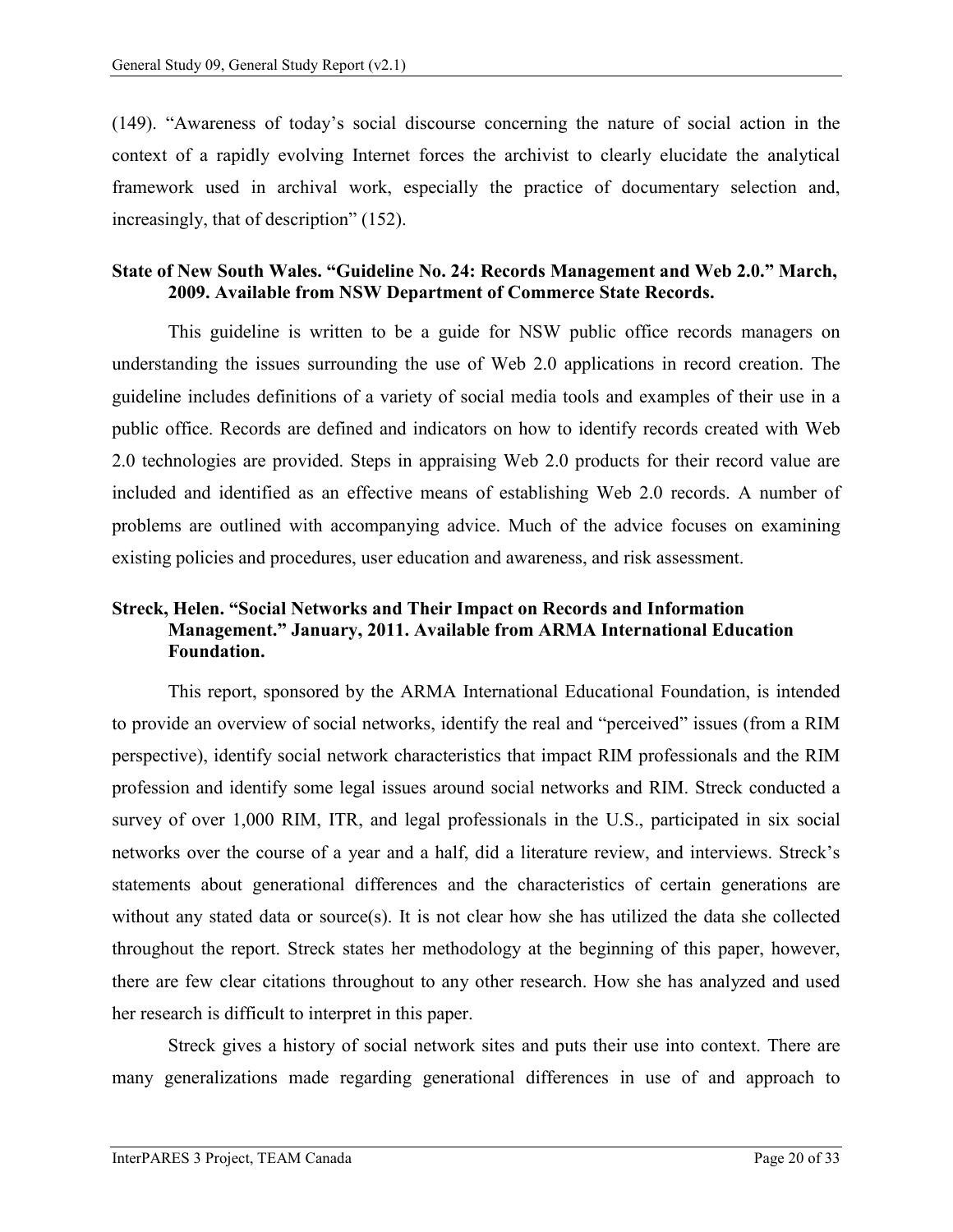(149). "Awareness of today's social discourse concerning the nature of social action in the context of a rapidly evolving Internet forces the archivist to clearly elucidate the analytical framework used in archival work, especially the practice of documentary selection and, increasingly, that of description" (152).

**State of New South Wales. "Guideline No. 24: Records Management and Web 2.0." March, 2009. Available from NSW Department of Commerce State Records.**

This guideline is written to be a guide for NSW public office records managers on understanding the issues surrounding the use of Web 2.0 applications in record creation. The guideline includes definitions of a variety of social media tools and examples of their use in a public office. Records are defined and indicators on how to identify records created with Web 2.0 technologies are provided. Steps in appraising Web 2.0 products for their record value are included and identified as an effective means of establishing Web 2.0 records. A number of problems are outlined with accompanying advice. Much of the advice focuses on examining existing policies and procedures, user education and awareness, and risk assessment.

**Streck, Helen. "Social Networks and Their Impact on Records and Information Management." January, 2011. Available from ARMA International Education Foundation.**

This report, sponsored by the ARMA International Educational Foundation, is intended to provide an overview of social networks, identify the real and "perceived" issues (from a RIM perspective), identify social network characteristics that impact RIM professionals and the RIM profession and identify some legal issues around social networks and RIM. Streck conducted a survey of over 1,000 RIM, ITR, and legal professionals in the U.S., participated in six social networks over the course of a year and a half, did a literature review, and interviews. Streck's statements about generational differences and the characteristics of certain generations are without any stated data or source(s). It is not clear how she has utilized the data she collected throughout the report. Streck states her methodology at the beginning of this paper, however, there are few clear citations throughout to any other research. How she has analyzed and used her research is difficult to interpret in this paper.

Streck gives a history of social network sites and puts their use into context. There are many generalizations made regarding generational differences in use of and approach to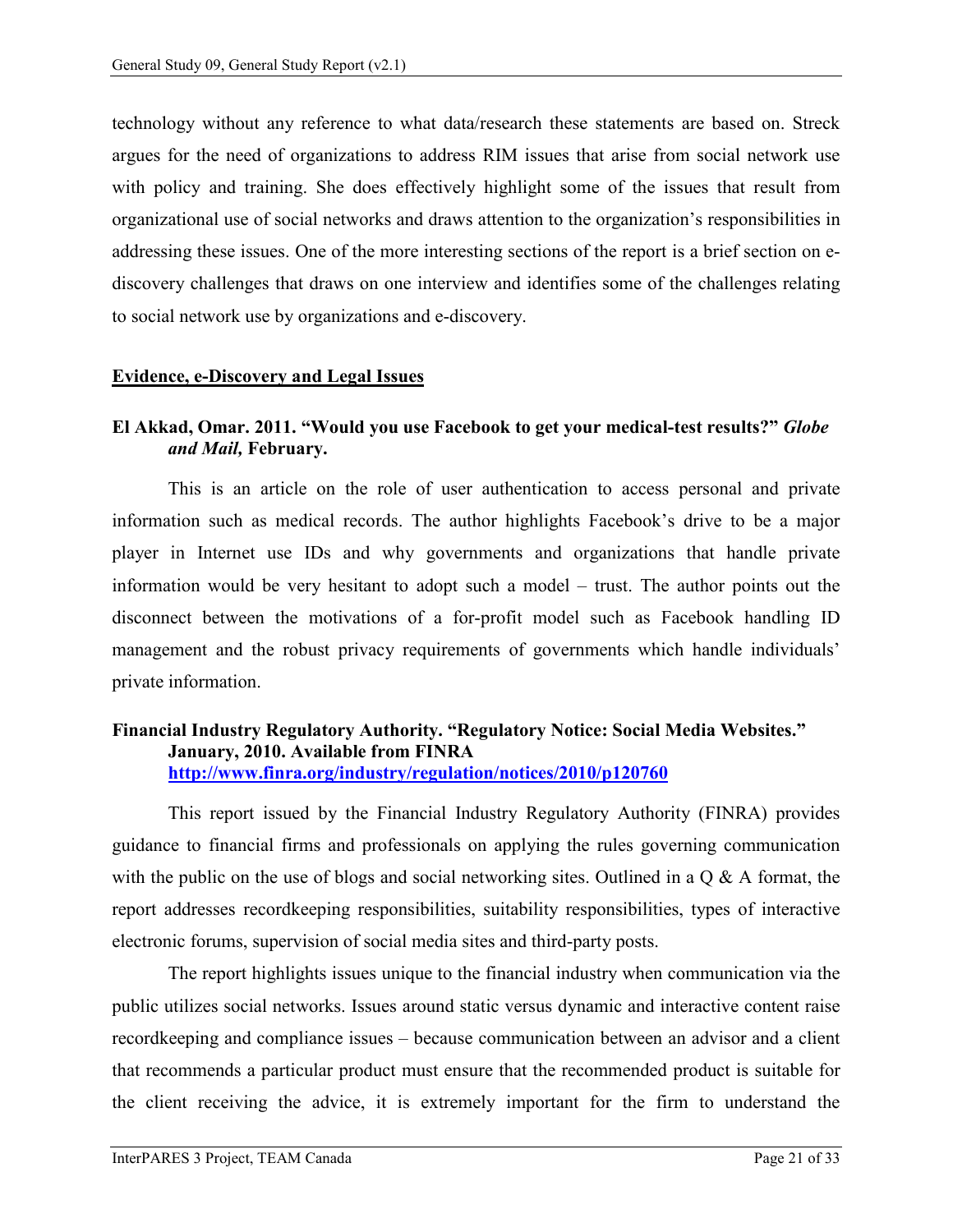technology without any reference to what data/research these statements are based on. Streck argues for the need of organizations to address RIM issues that arise from social network use with policy and training. She does effectively highlight some of the issues that result from organizational use of social networks and draws attention to the organization's responsibilities in addressing these issues. One of the more interesting sections of the report is a brief section on e-discovery challenges that draws on one interview and identifies some of the challenges relating to social network use by organizations and e-discovery.

## Evidence, e-Discovery and Legal Issues

**El Akkad, Omar. 2011. "Would you use Facebook to get your medical-test results?" *Globe and Mail,* February.**

This is an article on the role of user authentication to access personal and private information such as medical records. The author highlights Facebook's drive to be a major player in Internet use IDs and why governments and organizations that handle private information would be very hesitant to adopt such a model – trust. The author points out the disconnect between the motivations of a for-profit model such as Facebook handling ID management and the robust privacy requirements of governments which handle individuals' private information.

**Financial Industry Regulatory Authority. "Regulatory Notice: Social Media Websites." January, 2010. Available from FINRA [http://www.finra.org/industry/regulation/notices/2010/p120760](http://www.finra.org/industry/regulation/notices/2010/p120760)**

This report issued by the Financial Industry Regulatory Authority (FINRA) provides guidance to financial firms and professionals on applying the rules governing communication with the public on the use of blogs and social networking sites. Outlined in a Q & A format, the report addresses recordkeeping responsibilities, suitability responsibilities, types of interactive electronic forums, supervision of social media sites and third-party posts.

The report highlights issues unique to the financial industry when communication via the public utilizes social networks. Issues around static versus dynamic and interactive content raise recordkeeping and compliance issues – because communication between an advisor and a client that recommends a particular product must ensure that the recommended product is suitable for the client receiving the advice, it is extremely important for the firm to understand the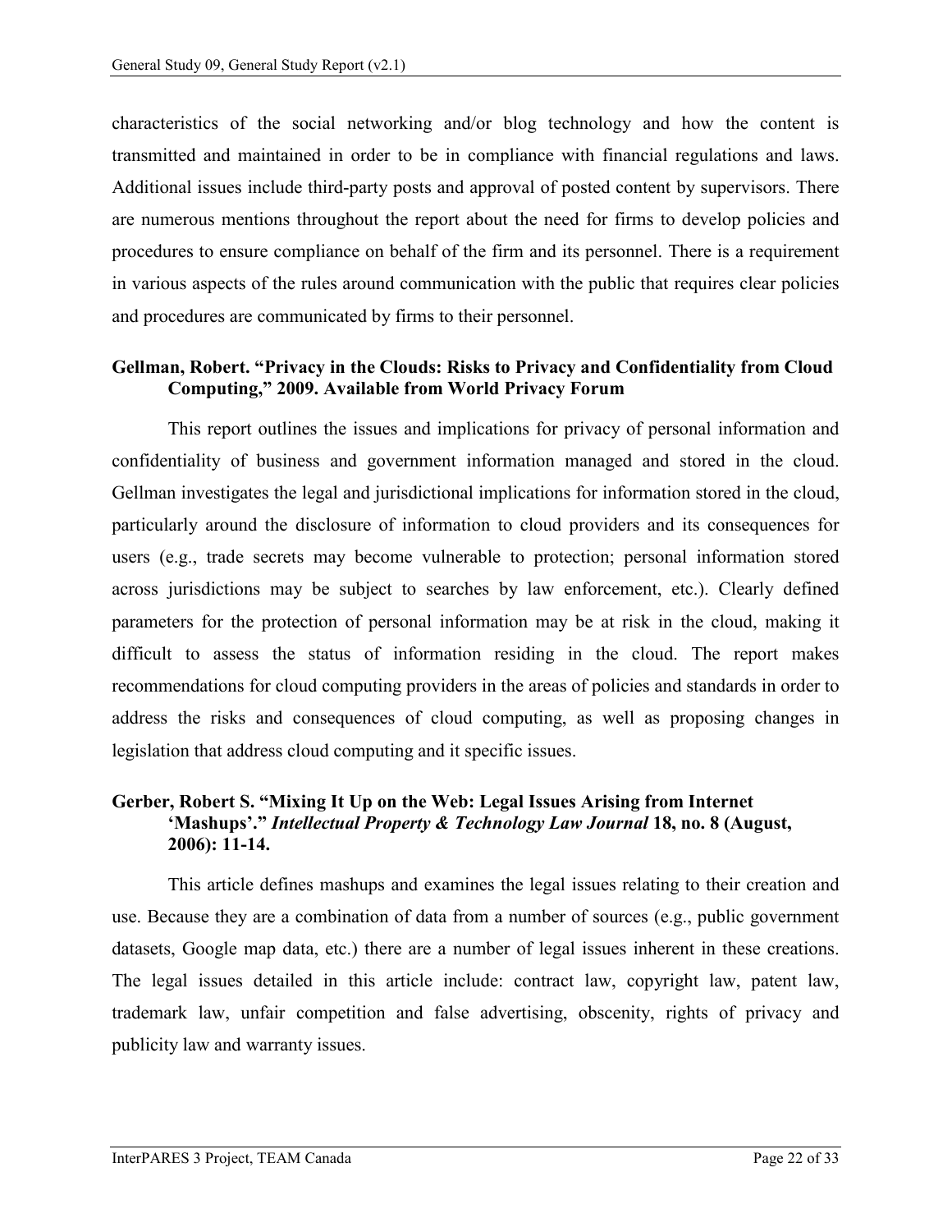characteristics of the social networking and/or blog technology and how the content is transmitted and maintained in order to be in compliance with financial regulations and laws. Additional issues include third-party posts and approval of posted content by supervisors. There are numerous mentions throughout the report about the need for firms to develop policies and procedures to ensure compliance on behalf of the firm and its personnel. There is a requirement in various aspects of the rules around communication with the public that requires clear policies and procedures are communicated by firms to their personnel.

**Gellman, Robert. "Privacy in the Clouds: Risks to Privacy and Confidentiality from Cloud Computing," 2009. Available from World Privacy Forum**

This report outlines the issues and implications for privacy of personal information and confidentiality of business and government information managed and stored in the cloud. Gellman investigates the legal and jurisdictional implications for information stored in the cloud, particularly around the disclosure of information to cloud providers and its consequences for users (e.g., trade secrets may become vulnerable to protection; personal information stored across jurisdictions may be subject to searches by law enforcement, etc.). Clearly defined parameters for the protection of personal information may be at risk in the cloud, making it difficult to assess the status of information residing in the cloud. The report makes recommendations for cloud computing providers in the areas of policies and standards in order to address the risks and consequences of cloud computing, as well as proposing changes in legislation that address cloud computing and it specific issues.

**Gerber, Robert S. "Mixing It Up on the Web: Legal Issues Arising from Internet 'Mashups'."** ***Intellectual Property & Technology Law Journal*** **18, no. 8 (August, 2006): 11-14.**

This article defines mashups and examines the legal issues relating to their creation and use. Because they are a combination of data from a number of sources (e.g., public government datasets, Google map data, etc.) there are a number of legal issues inherent in these creations. The legal issues detailed in this article include: contract law, copyright law, patent law, trademark law, unfair competition and false advertising, obscenity, rights of privacy and publicity law and warranty issues.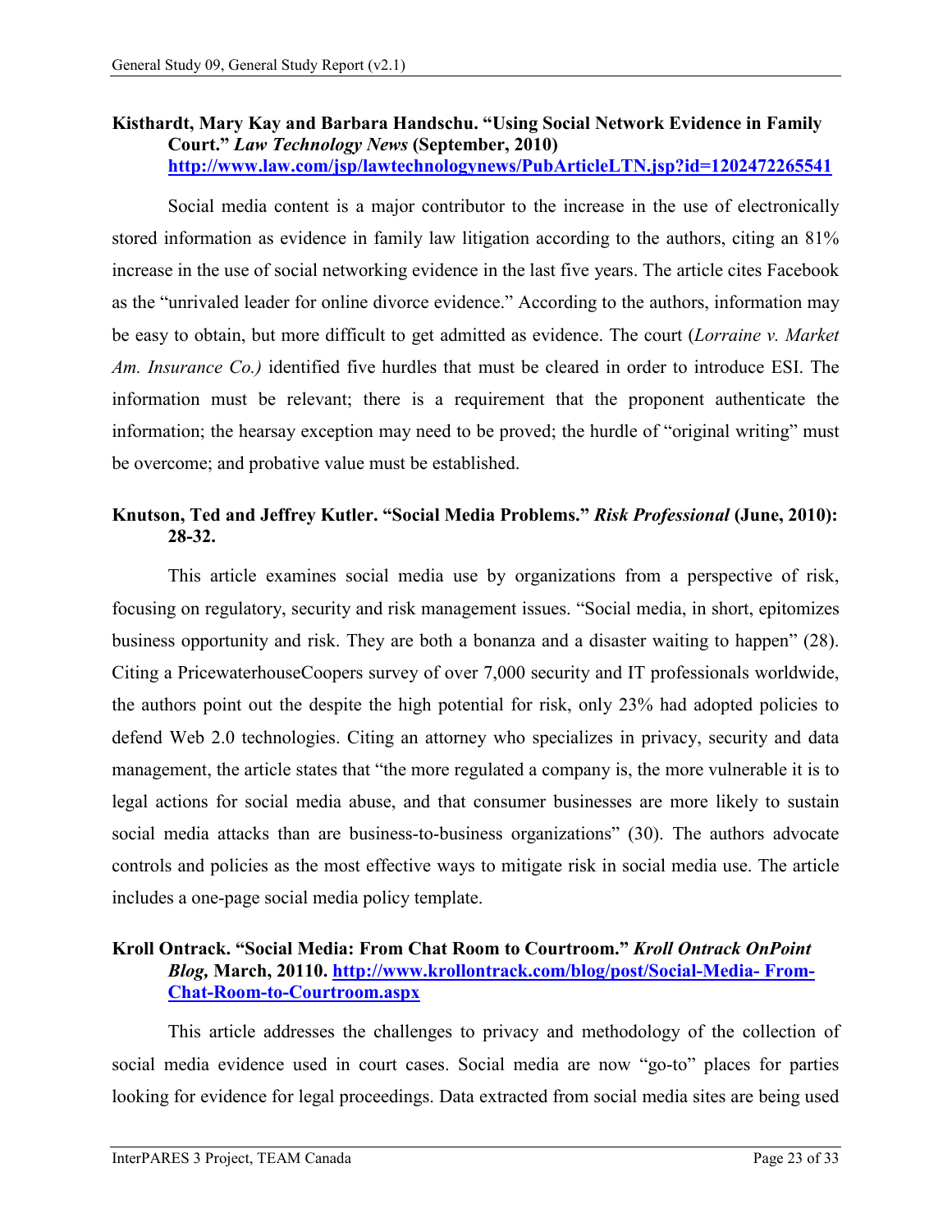**Kisthardt, Mary Kay and Barbara Handschu. "Using Social Network Evidence in Family Court." *Law Technology News* (September, 2010) [http://www.law.com/jsp/lawtechnologynews/PubArticleLTN.jsp?id=1202472265541](http://www.law.com/jsp/lawtechnologynews/PubArticleLTN.jsp?id=1202472265541)**

Social media content is a major contributor to the increase in the use of electronically stored information as evidence in family law litigation according to the authors, citing an 81% increase in the use of social networking evidence in the last five years. The article cites Facebook as the "unrivaled leader for online divorce evidence." According to the authors, information may be easy to obtain, but more difficult to get admitted as evidence. The court (*Lorraine v. Market Am. Insurance Co.)* identified five hurdles that must be cleared in order to introduce ESI. The information must be relevant; there is a requirement that the proponent authenticate the information; the hearsay exception may need to be proved; the hurdle of "original writing" must be overcome; and probative value must be established.

**Knutson, Ted and Jeffrey Kutler. "Social Media Problems." *Risk Professional* (June, 2010): 28-32.**

This article examines social media use by organizations from a perspective of risk, focusing on regulatory, security and risk management issues. "Social media, in short, epitomizes business opportunity and risk. They are both a bonanza and a disaster waiting to happen" (28). Citing a PricewaterhouseCoopers survey of over 7,000 security and IT professionals worldwide, the authors point out the despite the high potential for risk, only 23% had adopted policies to defend Web 2.0 technologies. Citing an attorney who specializes in privacy, security and data management, the article states that "the more regulated a company is, the more vulnerable it is to legal actions for social media abuse, and that consumer businesses are more likely to sustain social media attacks than are business-to-business organizations" (30). The authors advocate controls and policies as the most effective ways to mitigate risk in social media use. The article includes a one-page social media policy template.

**Kroll Ontrack. "Social Media: From Chat Room to Courtroom." *Kroll Ontrack OnPoint Blog,* March, 20110. [http://www.krollontrack.com/blog/post/Social-Media- From-Chat-Room-to-Courtroom.aspx](http://www.krollontrack.com/blog/post/Social-Media-From-Chat-Room-to-Courtroom.aspx)**

This article addresses the challenges to privacy and methodology of the collection of social media evidence used in court cases. Social media are now "go-to" places for parties looking for evidence for legal proceedings. Data extracted from social media sites are being used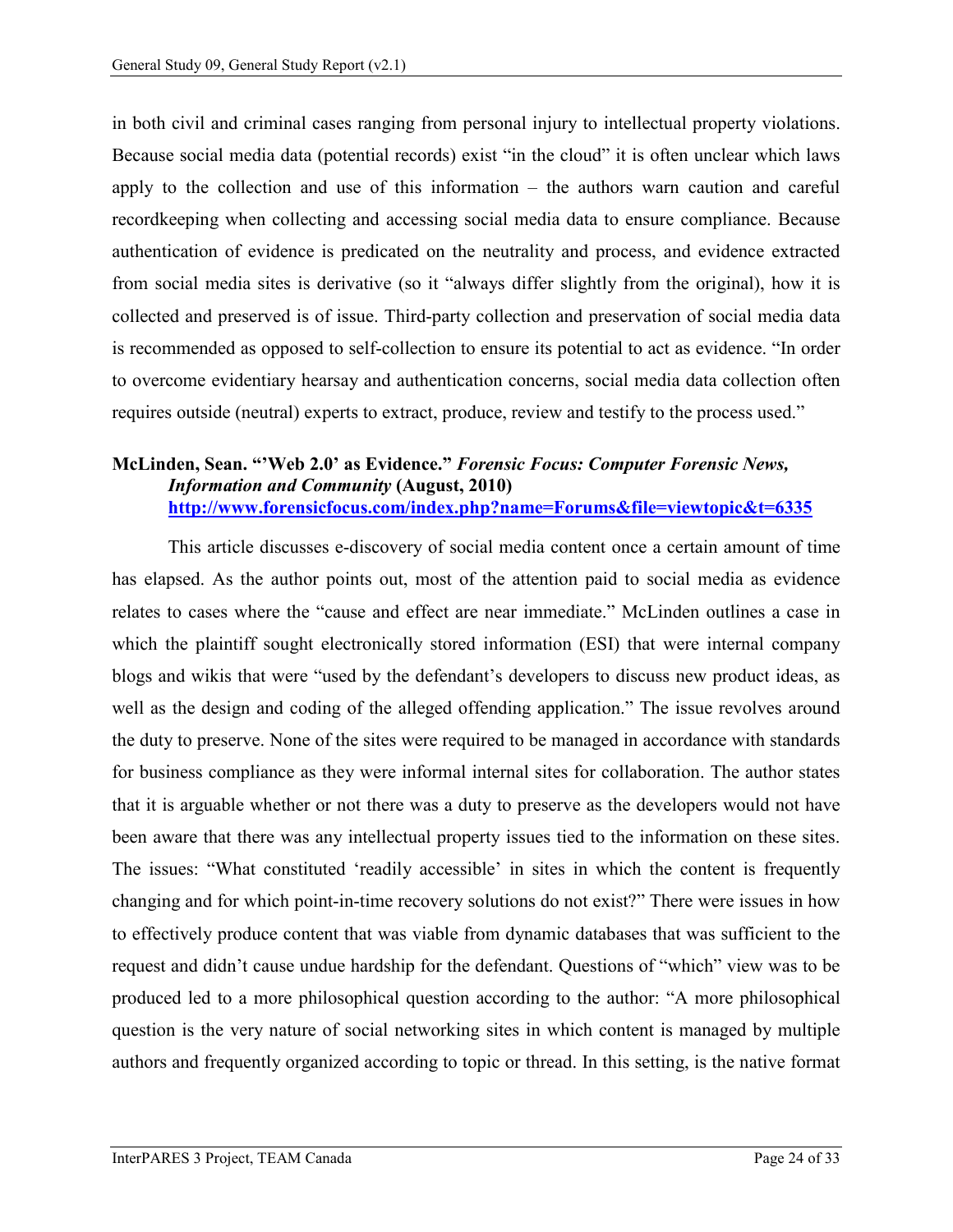in both civil and criminal cases ranging from personal injury to intellectual property violations. Because social media data (potential records) exist "in the cloud" it is often unclear which laws apply to the collection and use of this information – the authors warn caution and careful recordkeeping when collecting and accessing social media data to ensure compliance. Because authentication of evidence is predicated on the neutrality and process, and evidence extracted from social media sites is derivative (so it "always differ slightly from the original), how it is collected and preserved is of issue. Third-party collection and preservation of social media data is recommended as opposed to self-collection to ensure its potential to act as evidence. "In order to overcome evidentiary hearsay and authentication concerns, social media data collection often requires outside (neutral) experts to extract, produce, review and testify to the process used."

**McLinden, Sean. "'Web 2.0' as Evidence."** ***Forensic Focus: Computer Forensic News, Information and Community*** **(August, 2010)**
**http://www.forensicfocus.com/index.php?name=Forums&file=viewtopic&t=6335**

This article discusses e-discovery of social media content once a certain amount of time has elapsed. As the author points out, most of the attention paid to social media as evidence relates to cases where the "cause and effect are near immediate." McLinden outlines a case in which the plaintiff sought electronically stored information (ESI) that were internal company blogs and wikis that were "used by the defendant's developers to discuss new product ideas, as well as the design and coding of the alleged offending application." The issue revolves around the duty to preserve. None of the sites were required to be managed in accordance with standards for business compliance as they were informal internal sites for collaboration. The author states that it is arguable whether or not there was a duty to preserve as the developers would not have been aware that there was any intellectual property issues tied to the information on these sites. The issues: "What constituted 'readily accessible' in sites in which the content is frequently changing and for which point-in-time recovery solutions do not exist?" There were issues in how to effectively produce content that was viable from dynamic databases that was sufficient to the request and didn't cause undue hardship for the defendant. Questions of "which" view was to be produced led to a more philosophical question according to the author: "A more philosophical question is the very nature of social networking sites in which content is managed by multiple authors and frequently organized according to topic or thread. In this setting, is the native format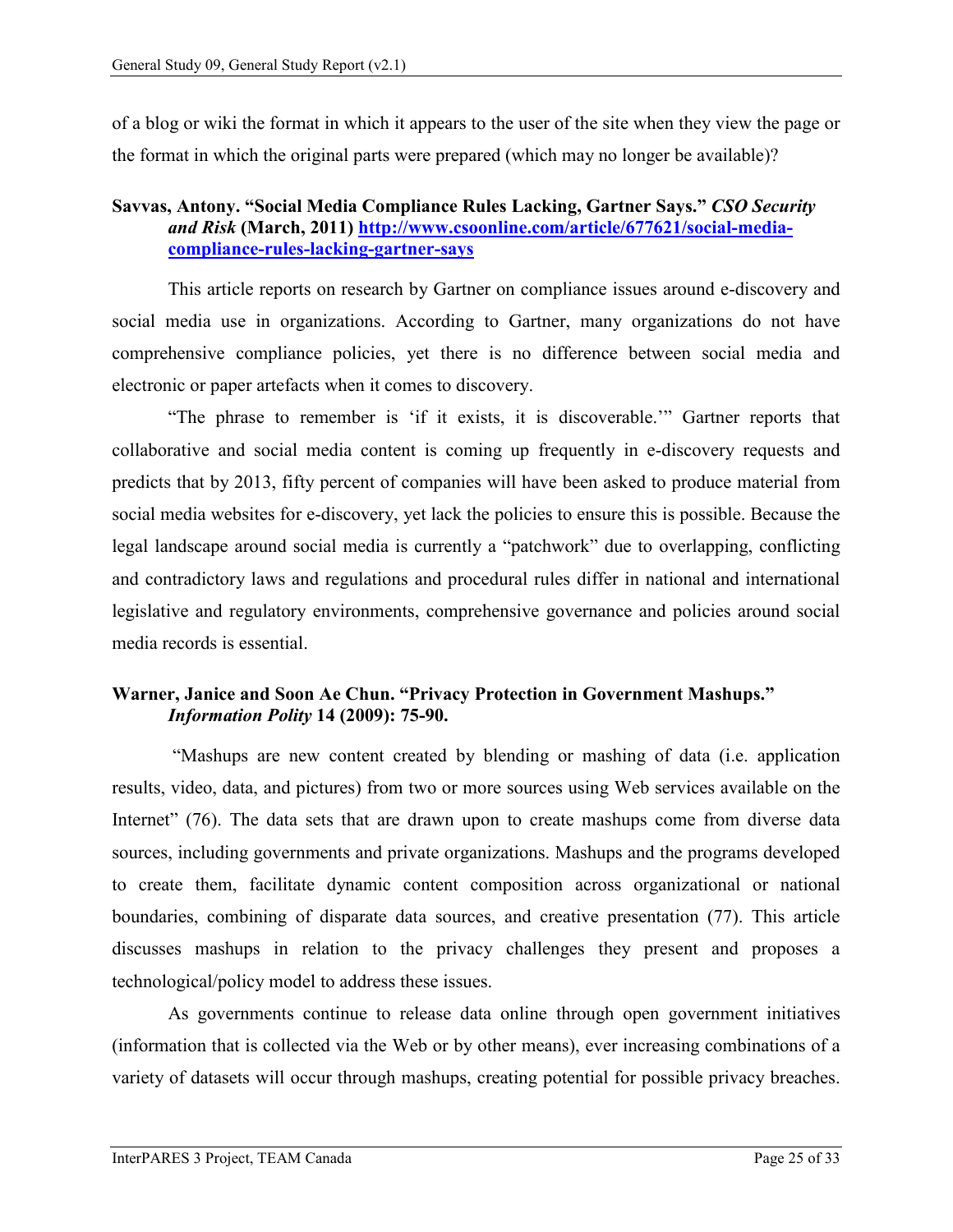of a blog or wiki the format in which it appears to the user of the site when they view the page or the format in which the original parts were prepared (which may no longer be available)?

**Savvas, Antony. "Social Media Compliance Rules Lacking, Gartner Says."** ***CSO Security and Risk*** **(March, 2011) [http://www.csoonline.com/article/677621/social-media-compliance-rules-lacking-gartner-says](http://www.csoonline.com/article/677621/social-media-compliance-rules-lacking-gartner-says)**

This article reports on research by Gartner on compliance issues around e-discovery and social media use in organizations. According to Gartner, many organizations do not have comprehensive compliance policies, yet there is no difference between social media and electronic or paper artefacts when it comes to discovery.

"The phrase to remember is 'if it exists, it is discoverable.'" Gartner reports that collaborative and social media content is coming up frequently in e-discovery requests and predicts that by 2013, fifty percent of companies will have been asked to produce material from social media websites for e-discovery, yet lack the policies to ensure this is possible. Because the legal landscape around social media is currently a "patchwork" due to overlapping, conflicting and contradictory laws and regulations and procedural rules differ in national and international legislative and regulatory environments, comprehensive governance and policies around social media records is essential.

**Warner, Janice and Soon Ae Chun. "Privacy Protection in Government Mashups."** ***Information Polity*** **14 (2009): 75-90.**

"Mashups are new content created by blending or mashing of data (i.e. application results, video, data, and pictures) from two or more sources using Web services available on the Internet" (76). The data sets that are drawn upon to create mashups come from diverse data sources, including governments and private organizations. Mashups and the programs developed to create them, facilitate dynamic content composition across organizational or national boundaries, combining of disparate data sources, and creative presentation (77). This article discusses mashups in relation to the privacy challenges they present and proposes a technological/policy model to address these issues.

As governments continue to release data online through open government initiatives (information that is collected via the Web or by other means), ever increasing combinations of a variety of datasets will occur through mashups, creating potential for possible privacy breaches.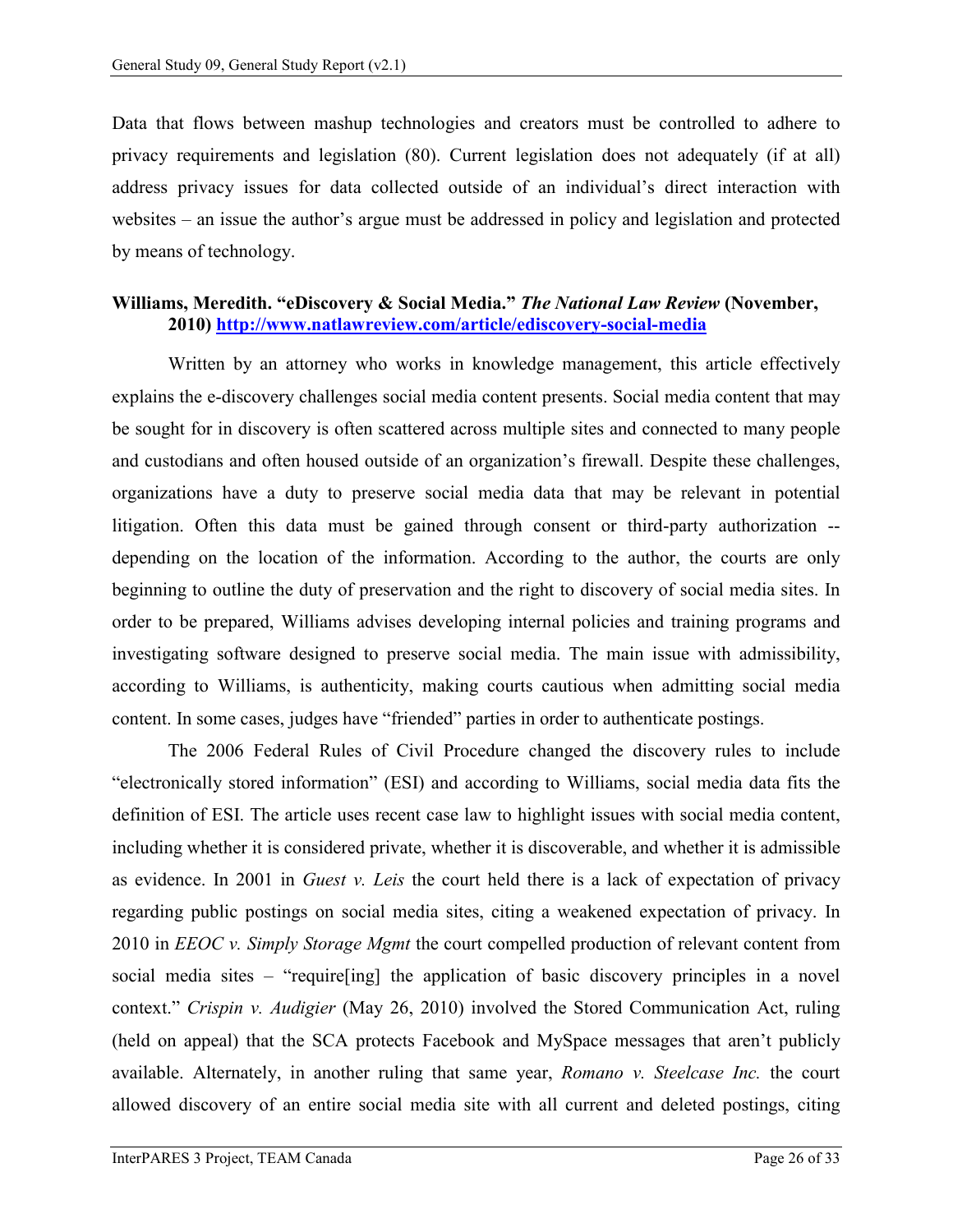Data that flows between mashup technologies and creators must be controlled to adhere to privacy requirements and legislation (80). Current legislation does not adequately (if at all) address privacy issues for data collected outside of an individual's direct interaction with websites – an issue the author's argue must be addressed in policy and legislation and protected by means of technology.

**Williams, Meredith. "eDiscovery & Social Media." *The National Law Review* (November, 2010) http://www.natlawreview.com/article/ediscovery-social-media**

Written by an attorney who works in knowledge management, this article effectively explains the e-discovery challenges social media content presents. Social media content that may be sought for in discovery is often scattered across multiple sites and connected to many people and custodians and often housed outside of an organization's firewall. Despite these challenges, organizations have a duty to preserve social media data that may be relevant in potential litigation. Often this data must be gained through consent or third-party authorization -- depending on the location of the information. According to the author, the courts are only beginning to outline the duty of preservation and the right to discovery of social media sites. In order to be prepared, Williams advises developing internal policies and training programs and investigating software designed to preserve social media. The main issue with admissibility, according to Williams, is authenticity, making courts cautious when admitting social media content. In some cases, judges have "friended" parties in order to authenticate postings.

The 2006 Federal Rules of Civil Procedure changed the discovery rules to include "electronically stored information" (ESI) and according to Williams, social media data fits the definition of ESI. The article uses recent case law to highlight issues with social media content, including whether it is considered private, whether it is discoverable, and whether it is admissible as evidence. In 2001 in *Guest v. Leis* the court held there is a lack of expectation of privacy regarding public postings on social media sites, citing a weakened expectation of privacy. In 2010 in *EEOC v. Simply Storage Mgmt* the court compelled production of relevant content from social media sites – "require[ing] the application of basic discovery principles in a novel context." *Crispin v. Audigier* (May 26, 2010) involved the Stored Communication Act, ruling (held on appeal) that the SCA protects Facebook and MySpace messages that aren't publicly available. Alternately, in another ruling that same year, *Romano v. Steelcase Inc.* the court allowed discovery of an entire social media site with all current and deleted postings, citing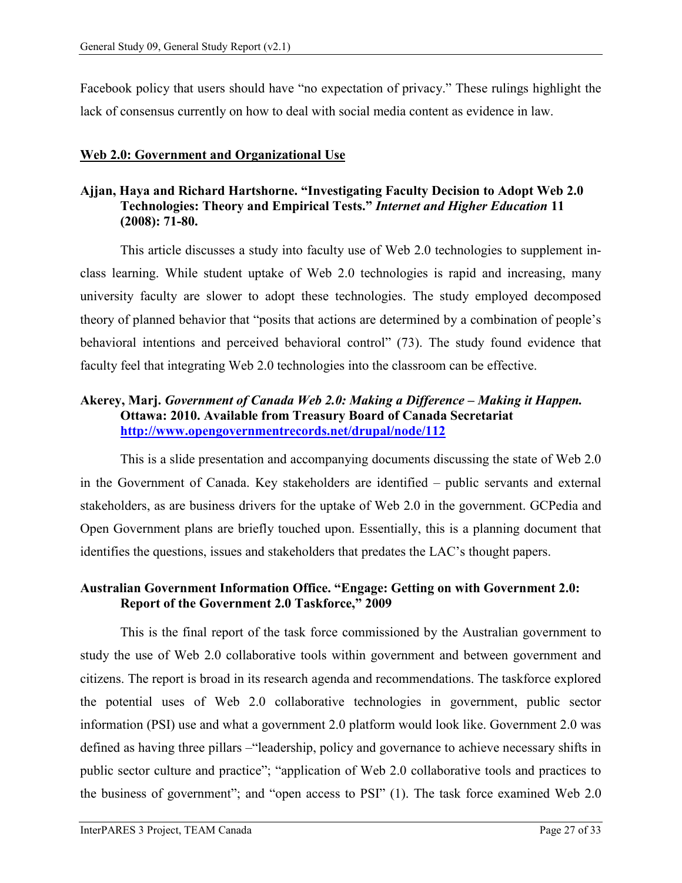Facebook policy that users should have "no expectation of privacy." These rulings highlight the lack of consensus currently on how to deal with social media content as evidence in law.

## Web 2.0: Government and Organizational Use

**Ajjan, Haya and Richard Hartshorne. "Investigating Faculty Decision to Adopt Web 2.0 Technologies: Theory and Empirical Tests."** ***Internet and Higher Education*** **11 (2008): 71-80.**

This article discusses a study into faculty use of Web 2.0 technologies to supplement in-class learning. While student uptake of Web 2.0 technologies is rapid and increasing, many university faculty are slower to adopt these technologies. The study employed decomposed theory of planned behavior that "posits that actions are determined by a combination of people's behavioral intentions and perceived behavioral control" (73). The study found evidence that faculty feel that integrating Web 2.0 technologies into the classroom can be effective.

**Akerey, Marj.** ***Government of Canada Web 2.0: Making a Difference – Making it Happen.*** **Ottawa: 2010. Available from Treasury Board of Canada Secretariat [http://www.opengovernmentrecords.net/drupal/node/112](http://www.opengovernmentrecords.net/drupal/node/112)**

This is a slide presentation and accompanying documents discussing the state of Web 2.0 in the Government of Canada. Key stakeholders are identified – public servants and external stakeholders, as are business drivers for the uptake of Web 2.0 in the government. GCPedia and Open Government plans are briefly touched upon. Essentially, this is a planning document that identifies the questions, issues and stakeholders that predates the LAC's thought papers.

**Australian Government Information Office. "Engage: Getting on with Government 2.0: Report of the Government 2.0 Taskforce," 2009**

This is the final report of the task force commissioned by the Australian government to study the use of Web 2.0 collaborative tools within government and between government and citizens. The report is broad in its research agenda and recommendations. The taskforce explored the potential uses of Web 2.0 collaborative technologies in government, public sector information (PSI) use and what a government 2.0 platform would look like. Government 2.0 was defined as having three pillars –"leadership, policy and governance to achieve necessary shifts in public sector culture and practice"; "application of Web 2.0 collaborative tools and practices to the business of government"; and "open access to PSI" (1). The task force examined Web 2.0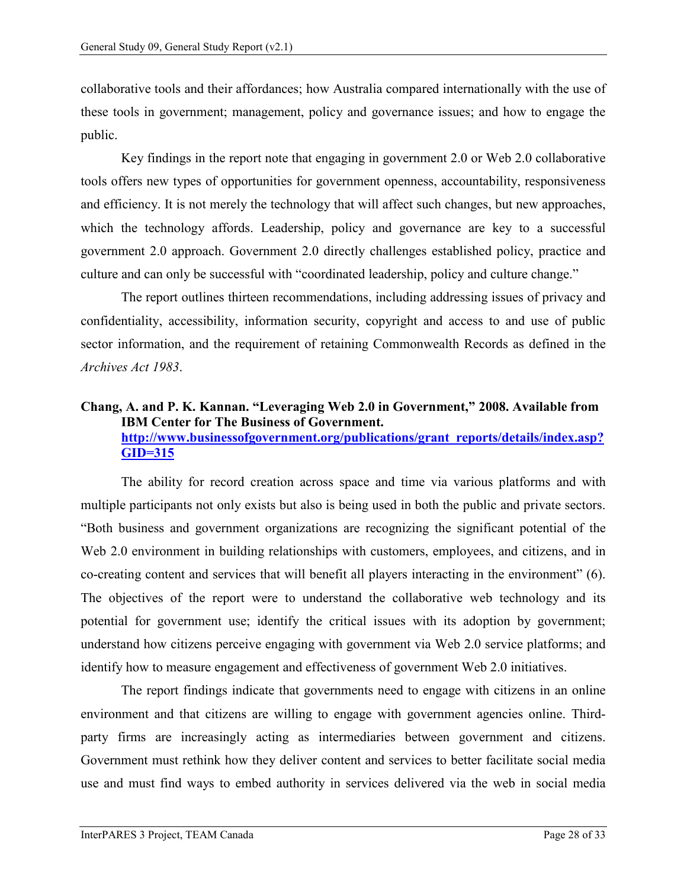collaborative tools and their affordances; how Australia compared internationally with the use of these tools in government; management, policy and governance issues; and how to engage the public.

Key findings in the report note that engaging in government 2.0 or Web 2.0 collaborative tools offers new types of opportunities for government openness, accountability, responsiveness and efficiency. It is not merely the technology that will affect such changes, but new approaches, which the technology affords. Leadership, policy and governance are key to a successful government 2.0 approach. Government 2.0 directly challenges established policy, practice and culture and can only be successful with "coordinated leadership, policy and culture change."

The report outlines thirteen recommendations, including addressing issues of privacy and confidentiality, accessibility, information security, copyright and access to and use of public sector information, and the requirement of retaining Commonwealth Records as defined in the *Archives Act 1983*.

**Chang, A. and P. K. Kannan. "Leveraging Web 2.0 in Government," 2008. Available from IBM Center for The Business of Government. [http://www.businessofgovernment.org/publications/grant_reports/details/index.asp?GID=315](http://www.businessofgovernment.org/publications/grant_reports/details/index.asp?GID=315)**

The ability for record creation across space and time via various platforms and with multiple participants not only exists but also is being used in both the public and private sectors. "Both business and government organizations are recognizing the significant potential of the Web 2.0 environment in building relationships with customers, employees, and citizens, and in co-creating content and services that will benefit all players interacting in the environment" (6). The objectives of the report were to understand the collaborative web technology and its potential for government use; identify the critical issues with its adoption by government; understand how citizens perceive engaging with government via Web 2.0 service platforms; and identify how to measure engagement and effectiveness of government Web 2.0 initiatives.

The report findings indicate that governments need to engage with citizens in an online environment and that citizens are willing to engage with government agencies online. Third-party firms are increasingly acting as intermediaries between government and citizens. Government must rethink how they deliver content and services to better facilitate social media use and must find ways to embed authority in services delivered via the web in social media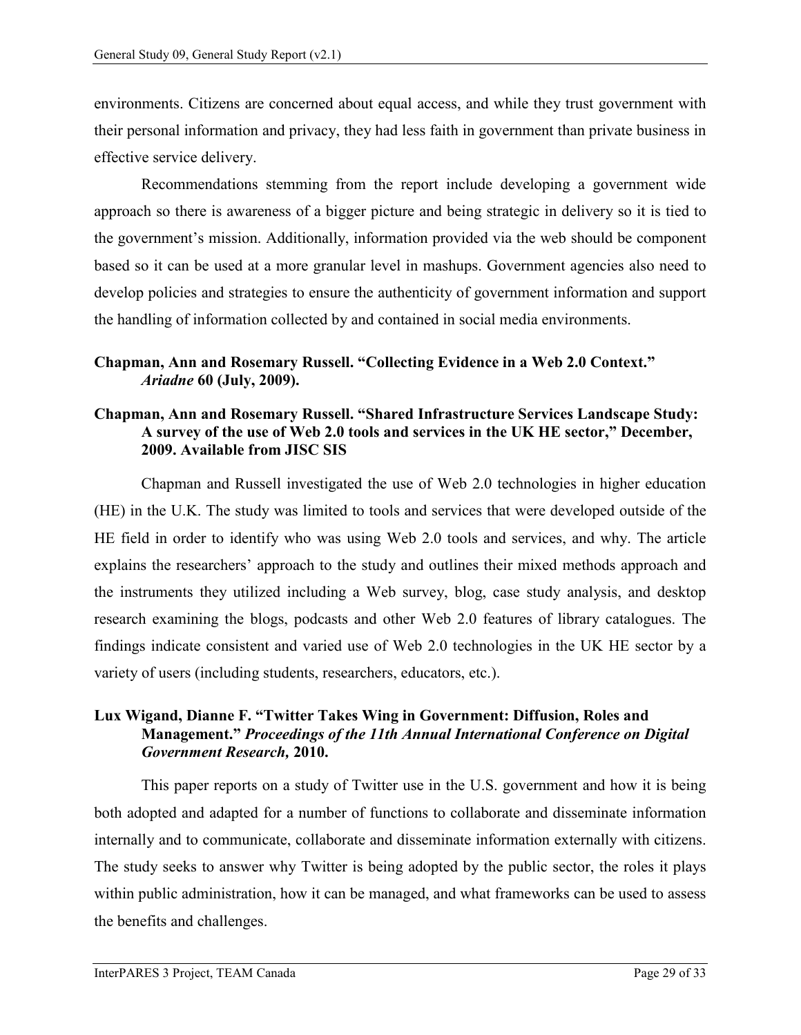environments. Citizens are concerned about equal access, and while they trust government with their personal information and privacy, they had less faith in government than private business in effective service delivery.

Recommendations stemming from the report include developing a government wide approach so there is awareness of a bigger picture and being strategic in delivery so it is tied to the government's mission. Additionally, information provided via the web should be component based so it can be used at a more granular level in mashups. Government agencies also need to develop policies and strategies to ensure the authenticity of government information and support the handling of information collected by and contained in social media environments.

**Chapman, Ann and Rosemary Russell. "Collecting Evidence in a Web 2.0 Context."** ***Ariadne*** **60 (July, 2009).**

**Chapman, Ann and Rosemary Russell. "Shared Infrastructure Services Landscape Study: A survey of the use of Web 2.0 tools and services in the UK HE sector," December, 2009. Available from JISC SIS**

Chapman and Russell investigated the use of Web 2.0 technologies in higher education (HE) in the U.K. The study was limited to tools and services that were developed outside of the HE field in order to identify who was using Web 2.0 tools and services, and why. The article explains the researchers' approach to the study and outlines their mixed methods approach and the instruments they utilized including a Web survey, blog, case study analysis, and desktop research examining the blogs, podcasts and other Web 2.0 features of library catalogues. The findings indicate consistent and varied use of Web 2.0 technologies in the UK HE sector by a variety of users (including students, researchers, educators, etc.).

**Lux Wigand, Dianne F. "Twitter Takes Wing in Government: Diffusion, Roles and Management."** ***Proceedings of the 11th Annual International Conference on Digital Government Research,*** **2010.**

This paper reports on a study of Twitter use in the U.S. government and how it is being both adopted and adapted for a number of functions to collaborate and disseminate information internally and to communicate, collaborate and disseminate information externally with citizens. The study seeks to answer why Twitter is being adopted by the public sector, the roles it plays within public administration, how it can be managed, and what frameworks can be used to assess the benefits and challenges.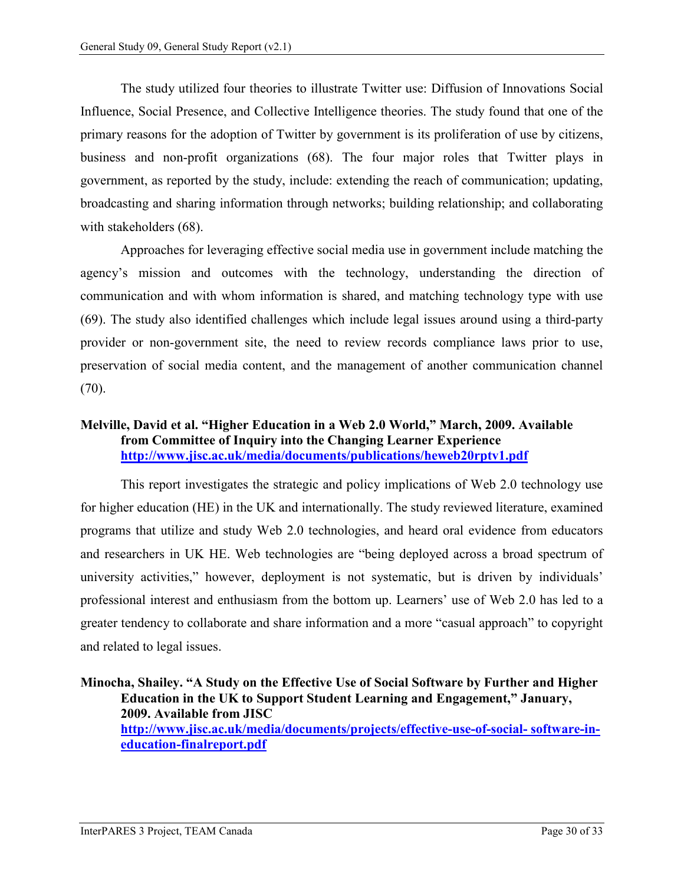The study utilized four theories to illustrate Twitter use: Diffusion of Innovations Social Influence, Social Presence, and Collective Intelligence theories. The study found that one of the primary reasons for the adoption of Twitter by government is its proliferation of use by citizens, business and non-profit organizations (68). The four major roles that Twitter plays in government, as reported by the study, include: extending the reach of communication; updating, broadcasting and sharing information through networks; building relationship; and collaborating with stakeholders (68).

Approaches for leveraging effective social media use in government include matching the agency's mission and outcomes with the technology, understanding the direction of communication and with whom information is shared, and matching technology type with use (69). The study also identified challenges which include legal issues around using a third-party provider or non-government site, the need to review records compliance laws prior to use, preservation of social media content, and the management of another communication channel (70).

**Melville, David et al. "Higher Education in a Web 2.0 World," March, 2009. Available from Committee of Inquiry into the Changing Learner Experience [http://www.jisc.ac.uk/media/documents/publications/heweb20rptv1.pdf](http://www.jisc.ac.uk/media/documents/publications/heweb20rptv1.pdf)**

This report investigates the strategic and policy implications of Web 2.0 technology use for higher education (HE) in the UK and internationally. The study reviewed literature, examined programs that utilize and study Web 2.0 technologies, and heard oral evidence from educators and researchers in UK HE. Web technologies are "being deployed across a broad spectrum of university activities," however, deployment is not systematic, but is driven by individuals' professional interest and enthusiasm from the bottom up. Learners' use of Web 2.0 has led to a greater tendency to collaborate and share information and a more "casual approach" to copyright and related to legal issues.

**Minocha, Shailey. "A Study on the Effective Use of Social Software by Further and Higher Education in the UK to Support Student Learning and Engagement," January, 2009. Available from JISC [http://www.jisc.ac.uk/media/documents/projects/effective-use-of-social- software-in-education-finalreport.pdf](http://www.jisc.ac.uk/media/documents/projects/effective-use-of-social-software-in-education-finalreport.pdf)**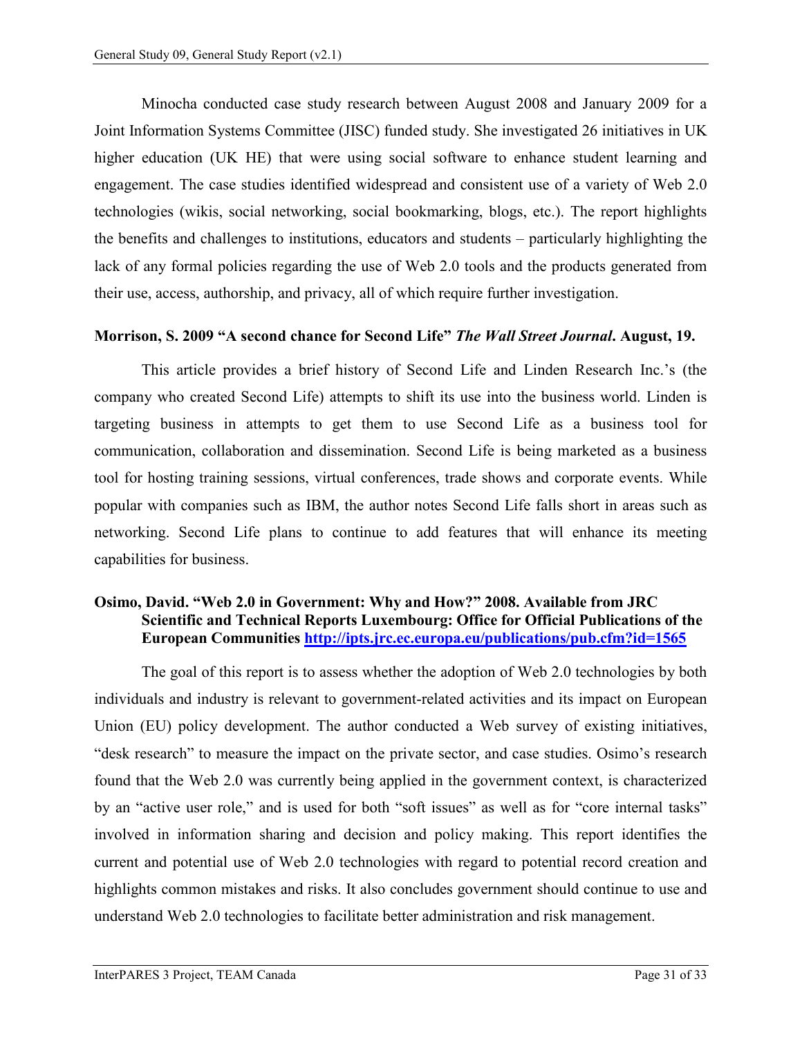Minocha conducted case study research between August 2008 and January 2009 for a Joint Information Systems Committee (JISC) funded study. She investigated 26 initiatives in UK higher education (UK HE) that were using social software to enhance student learning and engagement. The case studies identified widespread and consistent use of a variety of Web 2.0 technologies (wikis, social networking, social bookmarking, blogs, etc.). The report highlights the benefits and challenges to institutions, educators and students – particularly highlighting the lack of any formal policies regarding the use of Web 2.0 tools and the products generated from their use, access, authorship, and privacy, all of which require further investigation.

**Morrison, S. 2009 "A second chance for Second Life"** ***The Wall Street Journal*****. August, 19.**

This article provides a brief history of Second Life and Linden Research Inc.'s (the company who created Second Life) attempts to shift its use into the business world. Linden is targeting business in attempts to get them to use Second Life as a business tool for communication, collaboration and dissemination. Second Life is being marketed as a business tool for hosting training sessions, virtual conferences, trade shows and corporate events. While popular with companies such as IBM, the author notes Second Life falls short in areas such as networking. Second Life plans to continue to add features that will enhance its meeting capabilities for business.

**Osimo, David. "Web 2.0 in Government: Why and How?" 2008. Available from JRC Scientific and Technical Reports Luxembourg: Office for Official Publications of the European Communities [http://ipts.jrc.ec.europa.eu/publications/pub.cfm?id=1565](http://ipts.jrc.ec.europa.eu/publications/pub.cfm?id=1565)**

The goal of this report is to assess whether the adoption of Web 2.0 technologies by both individuals and industry is relevant to government-related activities and its impact on European Union (EU) policy development. The author conducted a Web survey of existing initiatives, "desk research" to measure the impact on the private sector, and case studies. Osimo's research found that the Web 2.0 was currently being applied in the government context, is characterized by an "active user role," and is used for both "soft issues" as well as for "core internal tasks" involved in information sharing and decision and policy making. This report identifies the current and potential use of Web 2.0 technologies with regard to potential record creation and highlights common mistakes and risks. It also concludes government should continue to use and understand Web 2.0 technologies to facilitate better administration and risk management.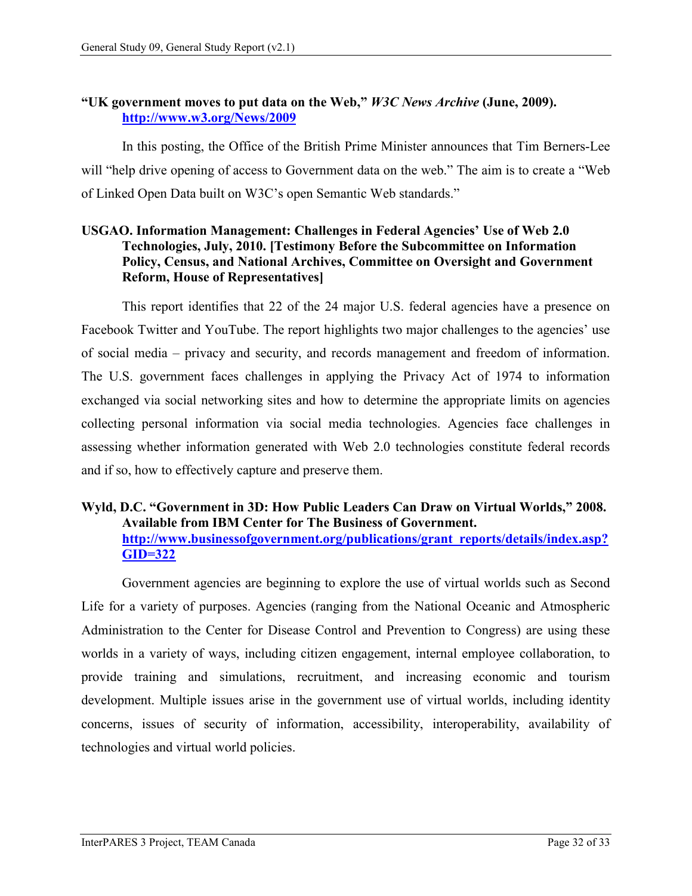**"UK government moves to put data on the Web,"** ***W3C News Archive*** **(June, 2009). [http://www.w3.org/News/2009](http://www.w3.org/News/2009)**

In this posting, the Office of the British Prime Minister announces that Tim Berners-Lee will "help drive opening of access to Government data on the web." The aim is to create a "Web of Linked Open Data built on W3C's open Semantic Web standards."

**USGAO. Information Management: Challenges in Federal Agencies' Use of Web 2.0 Technologies, July, 2010. [Testimony Before the Subcommittee on Information Policy, Census, and National Archives, Committee on Oversight and Government Reform, House of Representatives]**

This report identifies that 22 of the 24 major U.S. federal agencies have a presence on Facebook Twitter and YouTube. The report highlights two major challenges to the agencies' use of social media – privacy and security, and records management and freedom of information. The U.S. government faces challenges in applying the Privacy Act of 1974 to information exchanged via social networking sites and how to determine the appropriate limits on agencies collecting personal information via social media technologies. Agencies face challenges in assessing whether information generated with Web 2.0 technologies constitute federal records and if so, how to effectively capture and preserve them.

**Wyld, D.C. "Government in 3D: How Public Leaders Can Draw on Virtual Worlds," 2008. Available from IBM Center for The Business of Government. [http://www.businessofgovernment.org/publications/grant_reports/details/index.asp?GID=322](http://www.businessofgovernment.org/publications/grant_reports/details/index.asp?GID=322)**

Government agencies are beginning to explore the use of virtual worlds such as Second Life for a variety of purposes. Agencies (ranging from the National Oceanic and Atmospheric Administration to the Center for Disease Control and Prevention to Congress) are using these worlds in a variety of ways, including citizen engagement, internal employee collaboration, to provide training and simulations, recruitment, and increasing economic and tourism development. Multiple issues arise in the government use of virtual worlds, including identity concerns, issues of security of information, accessibility, interoperability, availability of technologies and virtual world policies.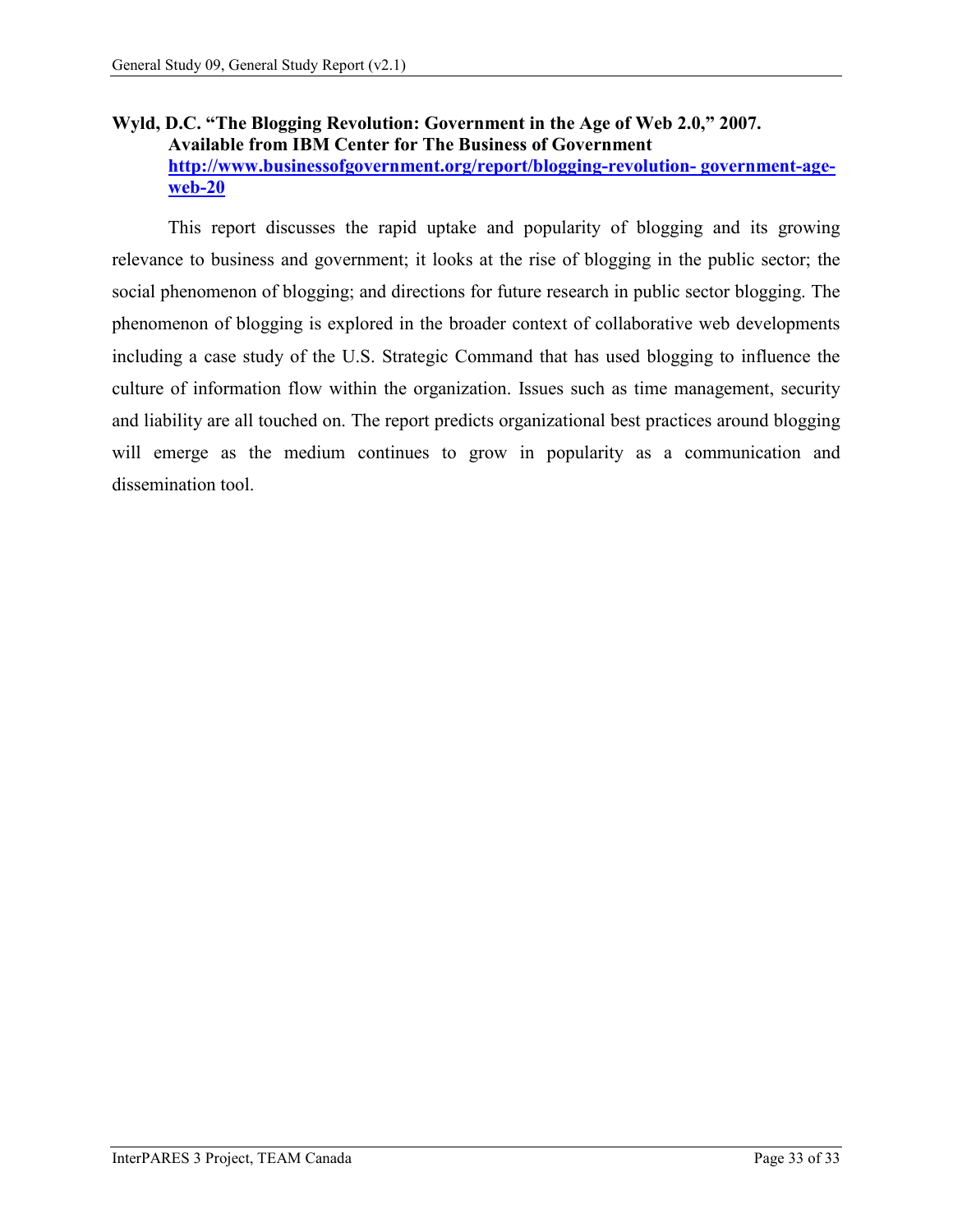**Wyld, D.C. "The Blogging Revolution: Government in the Age of Web 2.0," 2007. Available from IBM Center for The Business of Government [http://www.businessofgovernment.org/report/blogging-revolution- government-age-web-20](http://www.businessofgovernment.org/report/blogging-revolution-government-age-web-20)**

This report discusses the rapid uptake and popularity of blogging and its growing relevance to business and government; it looks at the rise of blogging in the public sector; the social phenomenon of blogging; and directions for future research in public sector blogging. The phenomenon of blogging is explored in the broader context of collaborative web developments including a case study of the U.S. Strategic Command that has used blogging to influence the culture of information flow within the organization. Issues such as time management, security and liability are all touched on. The report predicts organizational best practices around blogging will emerge as the medium continues to grow in popularity as a communication and dissemination tool.